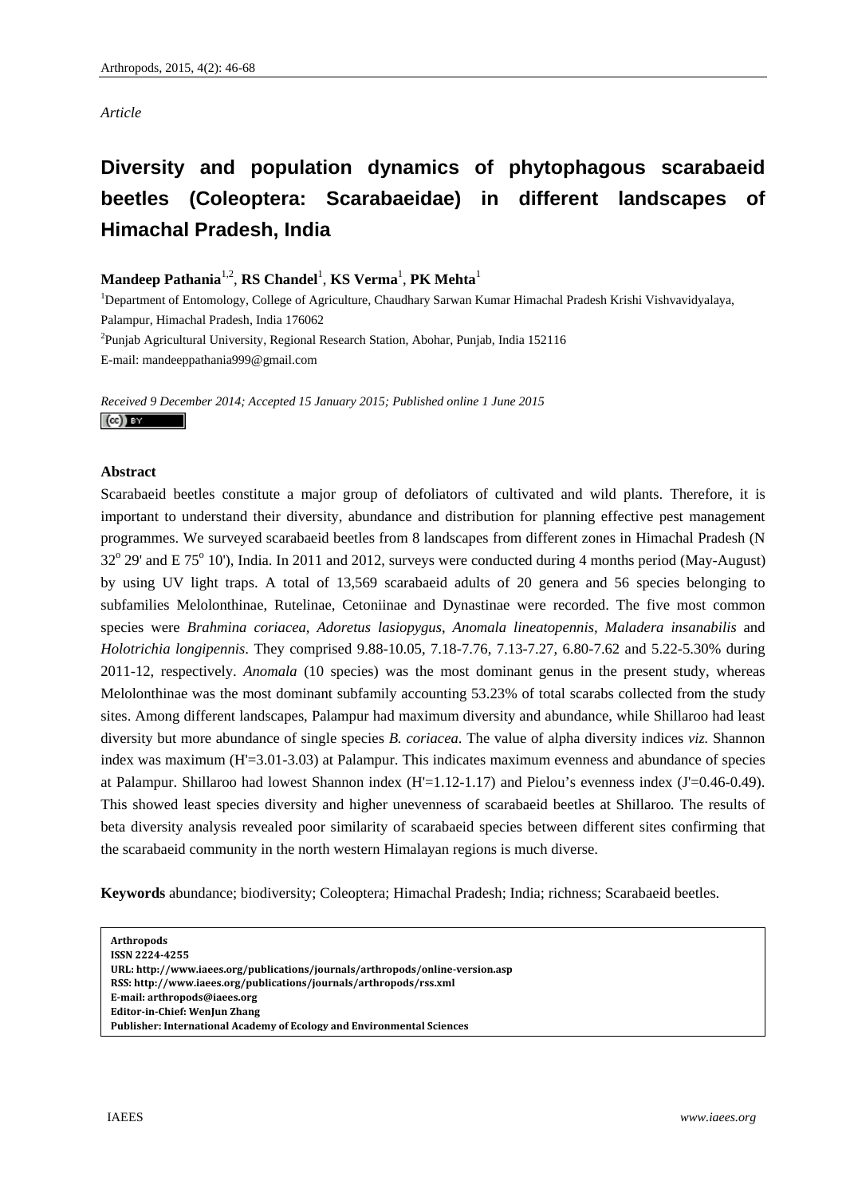*Article*

# Diversity and population dynamics of phytophagous scarabaeid beetles (Coleoptera: Scarabaeidae) in different landscapes of Himachal Pradesh, India

**Mandeep Pathania**[1,2], **RS Chandel**[1], **KS Verma**[1], **PK Mehta**[1]

[1]Department of Entomology, College of Agriculture, Chaudhary Sarwan Kumar Himachal Pradesh Krishi Vishvavidyalaya, Palampur, Himachal Pradesh, India 176062

[2]Punjab Agricultural University, Regional Research Station, Abohar, Punjab, India 152116

E-mail: mandeeppathania999@gmail.com

*Received 9 December 2014; Accepted 15 January 2015; Published online 1 June 2015*

### Abstract

Scarabaeid beetles constitute a major group of defoliators of cultivated and wild plants. Therefore, it is important to understand their diversity, abundance and distribution for planning effective pest management programmes. We surveyed scarabaeid beetles from 8 landscapes from different zones in Himachal Pradesh (N 32° 29' and E 75° 10'), India. In 2011 and 2012, surveys were conducted during 4 months period (May-August) by using UV light traps. A total of 13,569 scarabaeid adults of 20 genera and 56 species belonging to subfamilies Melolonthinae, Rutelinae, Cetoniinae and Dynastinae were recorded. The five most common species were *Brahmina coriacea*, *Adoretus lasiopygus*, *Anomala lineatopennis*, *Maladera insanabilis* and *Holotrichia longipennis*. They comprised 9.88-10.05, 7.18-7.76, 7.13-7.27, 6.80-7.62 and 5.22-5.30% during 2011-12, respectively. *Anomala* (10 species) was the most dominant genus in the present study, whereas Melolonthinae was the most dominant subfamily accounting 53.23% of total scarabs collected from the study sites. Among different landscapes, Palampur had maximum diversity and abundance, while Shillaroo had least diversity but more abundance of single species *B. coriacea*. The value of alpha diversity indices *viz.* Shannon index was maximum (H'=3.01-3.03) at Palampur. This indicates maximum evenness and abundance of species at Palampur. Shillaroo had lowest Shannon index (H'=1.12-1.17) and Pielou's evenness index (J'=0.46-0.49). This showed least species diversity and higher unevenness of scarabaeid beetles at Shillaroo. The results of beta diversity analysis revealed poor similarity of scarabaeid species between different sites confirming that the scarabaeid community in the north western Himalayan regions is much diverse.

**Keywords** abundance; biodiversity; Coleoptera; Himachal Pradesh; India; richness; Scarabaeid beetles.

**Arthropods**
**ISSN 2224-4255**
**URL: http://www.iaees.org/publications/journals/arthropods/online-version.asp**
**RSS: http://www.iaees.org/publications/journals/arthropods/rss.xml**
**E-mail: arthropods@iaees.org**
**Editor-in-Chief: WenJun Zhang**
**Publisher: International Academy of Ecology and Environmental Sciences**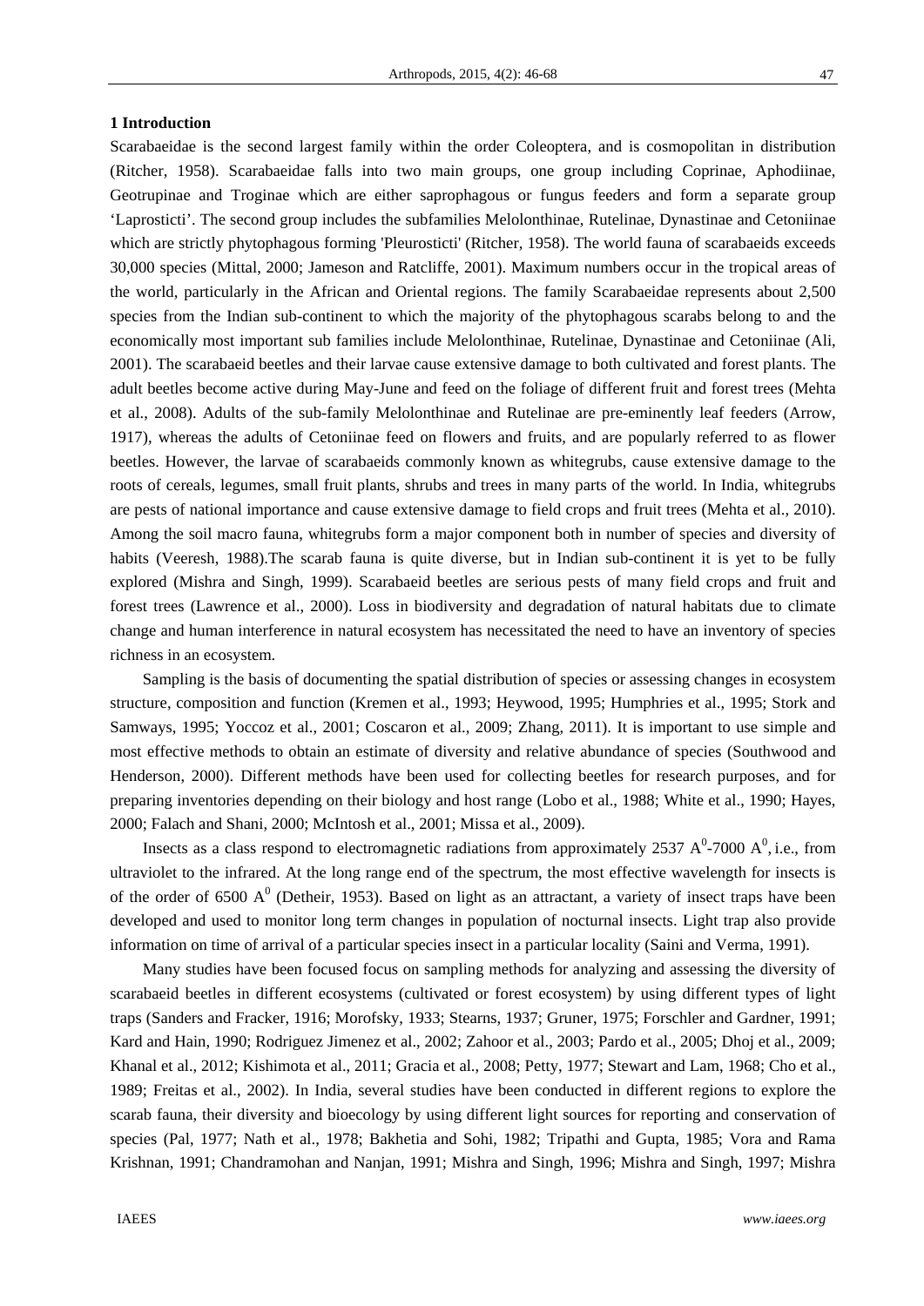## 1 Introduction

Scarabaeidae is the second largest family within the order Coleoptera, and is cosmopolitan in distribution (Ritcher, 1958). Scarabaeidae falls into two main groups, one group including Coprinae, Aphodiinae, Geotrupinae and Troginae which are either saprophagous or fungus feeders and form a separate group 'Laprosticti'. The second group includes the subfamilies Melolonthinae, Rutelinae, Dynastinae and Cetoniinae which are strictly phytophagous forming 'Pleurosticti' (Ritcher, 1958). The world fauna of scarabaeids exceeds 30,000 species (Mittal, 2000; Jameson and Ratcliffe, 2001). Maximum numbers occur in the tropical areas of the world, particularly in the African and Oriental regions. The family Scarabaeidae represents about 2,500 species from the Indian sub-continent to which the majority of the phytophagous scarabs belong to and the economically most important sub families include Melolonthinae, Rutelinae, Dynastinae and Cetoniinae (Ali, 2001). The scarabaeid beetles and their larvae cause extensive damage to both cultivated and forest plants. The adult beetles become active during May-June and feed on the foliage of different fruit and forest trees (Mehta et al., 2008). Adults of the sub-family Melolonthinae and Rutelinae are pre-eminently leaf feeders (Arrow, 1917), whereas the adults of Cetoniinae feed on flowers and fruits, and are popularly referred to as flower beetles. However, the larvae of scarabaeids commonly known as whitegrubs, cause extensive damage to the roots of cereals, legumes, small fruit plants, shrubs and trees in many parts of the world. In India, whitegrubs are pests of national importance and cause extensive damage to field crops and fruit trees (Mehta et al., 2010). Among the soil macro fauna, whitegrubs form a major component both in number of species and diversity of habits (Veeresh, 1988).The scarab fauna is quite diverse, but in Indian sub-continent it is yet to be fully explored (Mishra and Singh, 1999). Scarabaeid beetles are serious pests of many field crops and fruit and forest trees (Lawrence et al., 2000). Loss in biodiversity and degradation of natural habitats due to climate change and human interference in natural ecosystem has necessitated the need to have an inventory of species richness in an ecosystem.

Sampling is the basis of documenting the spatial distribution of species or assessing changes in ecosystem structure, composition and function (Kremen et al., 1993; Heywood, 1995; Humphries et al., 1995; Stork and Samways, 1995; Yoccoz et al., 2001; Coscaron et al., 2009; Zhang, 2011). It is important to use simple and most effective methods to obtain an estimate of diversity and relative abundance of species (Southwood and Henderson, 2000). Different methods have been used for collecting beetles for research purposes, and for preparing inventories depending on their biology and host range (Lobo et al., 1988; White et al., 1990; Hayes, 2000; Falach and Shani, 2000; McIntosh et al., 2001; Missa et al., 2009).

Insects as a class respond to electromagnetic radiations from approximately 2537 $A^0$-7000 $A^0$, i.e., from ultraviolet to the infrared. At the long range end of the spectrum, the most effective wavelength for insects is of the order of 6500 $A^0$ (Detheir, 1953). Based on light as an attractant, a variety of insect traps have been developed and used to monitor long term changes in population of nocturnal insects. Light trap also provide information on time of arrival of a particular species insect in a particular locality (Saini and Verma, 1991).

Many studies have been focused focus on sampling methods for analyzing and assessing the diversity of scarabaeid beetles in different ecosystems (cultivated or forest ecosystem) by using different types of light traps (Sanders and Fracker, 1916; Morofsky, 1933; Stearns, 1937; Gruner, 1975; Forschler and Gardner, 1991; Kard and Hain, 1990; Rodriguez Jimenez et al., 2002; Zahoor et al., 2003; Pardo et al., 2005; Dhoj et al., 2009; Khanal et al., 2012; Kishimota et al., 2011; Gracia et al., 2008; Petty, 1977; Stewart and Lam, 1968; Cho et al., 1989; Freitas et al., 2002). In India, several studies have been conducted in different regions to explore the scarab fauna, their diversity and bioecology by using different light sources for reporting and conservation of species (Pal, 1977; Nath et al., 1978; Bakhetia and Sohi, 1982; Tripathi and Gupta, 1985; Vora and Rama Krishnan, 1991; Chandramohan and Nanjan, 1991; Mishra and Singh, 1996; Mishra and Singh, 1997; Mishra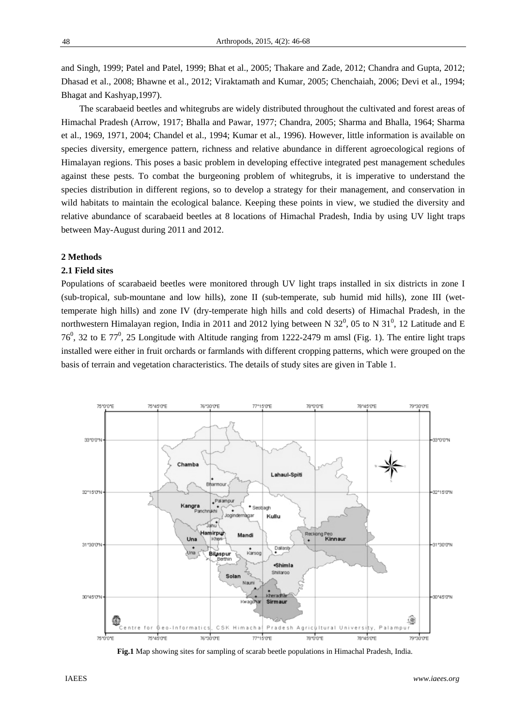and Singh, 1999; Patel and Patel, 1999; Bhat et al., 2005; Thakare and Zade, 2012; Chandra and Gupta, 2012; Dhasad et al., 2008; Bhawne et al., 2012; Viraktamath and Kumar, 2005; Chenchaiah, 2006; Devi et al., 1994; Bhagat and Kashyap,1997).

The scarabaeid beetles and whitegrubs are widely distributed throughout the cultivated and forest areas of Himachal Pradesh (Arrow, 1917; Bhalla and Pawar, 1977; Chandra, 2005; Sharma and Bhalla, 1964; Sharma et al., 1969, 1971, 2004; Chandel et al., 1994; Kumar et al., 1996). However, little information is available on species diversity, emergence pattern, richness and relative abundance in different agroecological regions of Himalayan regions. This poses a basic problem in developing effective integrated pest management schedules against these pests. To combat the burgeoning problem of whitegrubs, it is imperative to understand the species distribution in different regions, so to develop a strategy for their management, and conservation in wild habitats to maintain the ecological balance. Keeping these points in view, we studied the diversity and relative abundance of scarabaeid beetles at 8 locations of Himachal Pradesh, India by using UV light traps between May-August during 2011 and 2012.

## 2 Methods

### 2.1 Field sites

Populations of scarabaeid beetles were monitored through UV light traps installed in six districts in zone I (sub-tropical, sub-mountane and low hills), zone II (sub-temperate, sub humid mid hills), zone III (wet-temperate high hills) and zone IV (dry-temperate high hills and cold deserts) of Himachal Pradesh, in the northwestern Himalayan region, India in 2011 and 2012 lying between N $32^0$, 05 to N $31^0$, 12 Latitude and E $76^0$, 32 to E $77^0$, 25 Longitude with Altitude ranging from 1222-2479 m amsl (Fig. 1). The entire light traps installed were either in fruit orchards or farmlands with different cropping patterns, which were grouped on the basis of terrain and vegetation characteristics. The details of study sites are given in Table 1.

**Fig.1** Map showing sites for sampling of scarab beetle populations in Himachal Pradesh, India.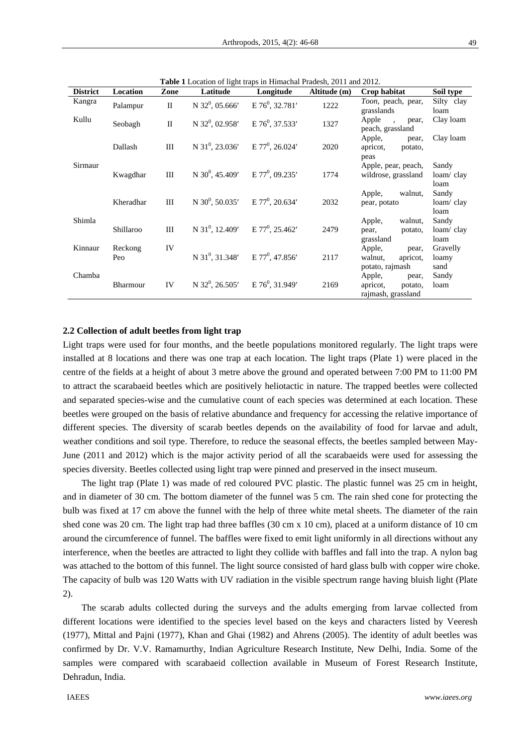**Table 1** Location of light traps in Himachal Pradesh, 2011 and 2012.

| District | Location | Zone | Latitude | Longitude | Altitude (m) | Crop habitat | Soil type |
|---|---|---|---|---|---|---|---|
| Kangra | Palampur | II | N $32^0$, 05.666′ | E $76^0$, 32.781′ | 1222 | *Toon*, peach, pear, grasslands | Silty clay loam |
| Kullu | Seobagh | II | N $32^0$, 02.958′ | E $76^0$, 37.533′ | 1327 | Apple , pear, peach, grassland | Clay loam |
| | Dallash | III | N $31^0$, 23.036′ | E $77^0$, 26.024′ | 2020 | Apple, pear, apricot, potato, peas | Clay loam |
| Sirmaur | Kwagdhar | III | N $30^0$, 45.409′ | E $77^0$, 09.235′ | 1774 | Apple, pear, peach, wildrose, grassland | Sandy loam/ clay loam |
| | Kheradhar | III | N $30^0$, 50.035′ | E $77^0$, 20.634′ | 2032 | Apple, walnut, pear, potato | Sandy loam/ clay loam |
| Shimla | Shillaroo | III | N $31^0$, 12.409′ | E $77^0$, 25.462′ | 2479 | Apple, walnut, pear, potato, grassland | Sandy loam/ clay loam |
| Kinnaur | Reckong Peo | IV | N $31^0$, 31.348′ | E $77^0$, 47.856′ | 2117 | Apple, pear, walnut, apricot, potato, rajmash | Gravelly loamy sand |
| Chamba | Bharmour | IV | N $32^0$, 26.505′ | E $76^0$, 31.949′ | 2169 | Apple, pear, apricot, potato, rajmash, grassland | Sandy loam |

### 2.2 Collection of adult beetles from light trap

Light traps were used for four months, and the beetle populations monitored regularly. The light traps were installed at 8 locations and there was one trap at each location. The light traps (Plate 1) were placed in the centre of the fields at a height of about 3 metre above the ground and operated between 7:00 PM to 11:00 PM to attract the scarabaeid beetles which are positively heliotactic in nature. The trapped beetles were collected and separated species-wise and the cumulative count of each species was determined at each location. These beetles were grouped on the basis of relative abundance and frequency for accessing the relative importance of different species. The diversity of scarab beetles depends on the availability of food for larvae and adult, weather conditions and soil type. Therefore, to reduce the seasonal effects, the beetles sampled between May-June (2011 and 2012) which is the major activity period of all the scarabaeids were used for assessing the species diversity. Beetles collected using light trap were pinned and preserved in the insect museum.

The light trap (Plate 1) was made of red coloured PVC plastic. The plastic funnel was 25 cm in height, and in diameter of 30 cm. The bottom diameter of the funnel was 5 cm. The rain shed cone for protecting the bulb was fixed at 17 cm above the funnel with the help of three white metal sheets. The diameter of the rain shed cone was 20 cm. The light trap had three baffles (30 cm x 10 cm), placed at a uniform distance of 10 cm around the circumference of funnel. The baffles were fixed to emit light uniformly in all directions without any interference, when the beetles are attracted to light they collide with baffles and fall into the trap. A nylon bag was attached to the bottom of this funnel. The light source consisted of hard glass bulb with copper wire choke. The capacity of bulb was 120 Watts with UV radiation in the visible spectrum range having bluish light (Plate 2).

The scarab adults collected during the surveys and the adults emerging from larvae collected from different locations were identified to the species level based on the keys and characters listed by Veeresh (1977), Mittal and Pajni (1977), Khan and Ghai (1982) and Ahrens (2005). The identity of adult beetles was confirmed by Dr. V.V. Ramamurthy, Indian Agriculture Research Institute, New Delhi, India. Some of the samples were compared with scarabaeid collection available in Museum of Forest Research Institute, Dehradun, India.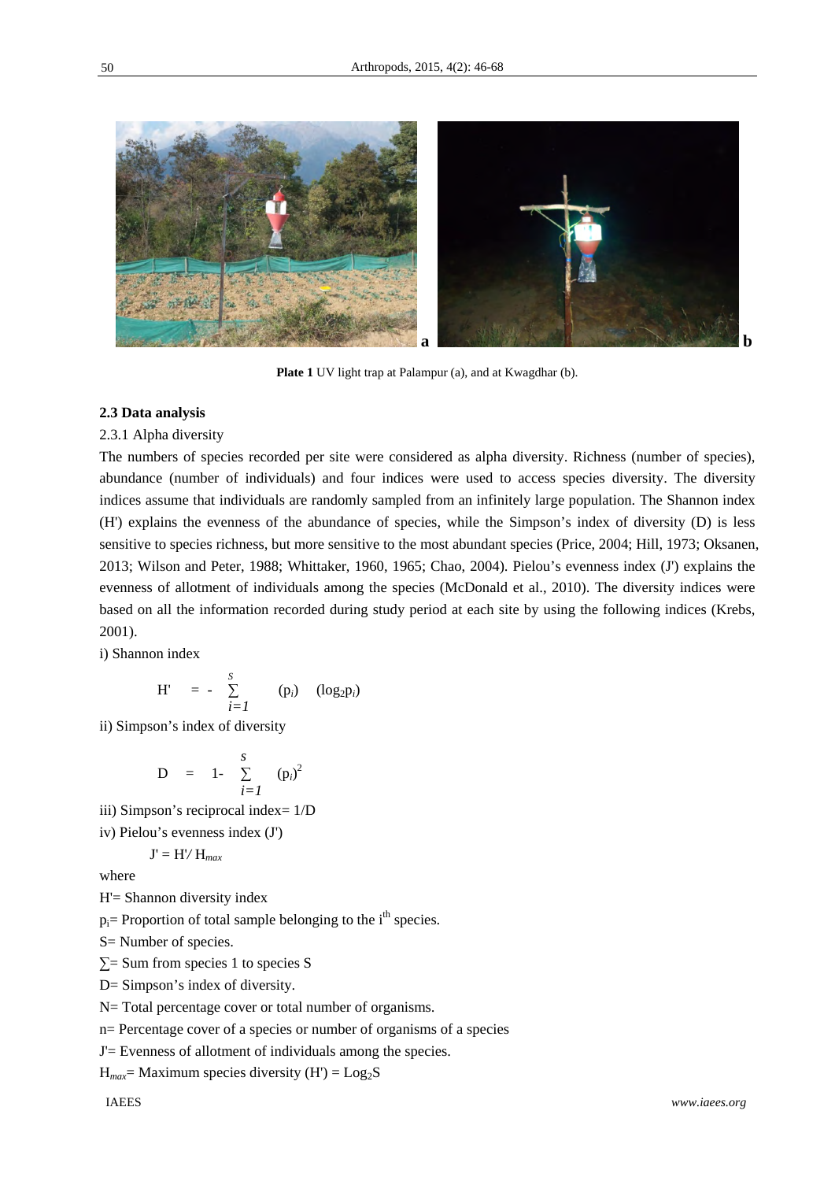**Plate 1** UV light trap at Palampur (a), and at Kwagdhar (b).

### 2.3 Data analysis

2.3.1 Alpha diversity

The numbers of species recorded per site were considered as alpha diversity. Richness (number of species), abundance (number of individuals) and four indices were used to access species diversity. The diversity indices assume that individuals are randomly sampled from an infinitely large population. The Shannon index (H') explains the evenness of the abundance of species, while the Simpson's index of diversity (D) is less sensitive to species richness, but more sensitive to the most abundant species (Price, 2004; Hill, 1973; Oksanen, 2013; Wilson and Peter, 1988; Whittaker, 1960, 1965; Chao, 2004). Pielou's evenness index (J') explains the evenness of allotment of individuals among the species (McDonald et al., 2010). The diversity indices were based on all the information recorded during study period at each site by using the following indices (Krebs, 2001).

i) Shannon index

$$H' = -\sum_{i=1}^{S} (p_i) \quad (\log_2 p_i)$$

ii) Simpson's index of diversity

$$D = 1 - \sum_{i=1}^{S} (p_i)^2$$

iii) Simpson's reciprocal index= 1/D

iv) Pielou's evenness index (J')

$$J' = H' / H_{max}$$

where

H'= Shannon diversity index

$p_i$= Proportion of total sample belonging to the $i^{th}$ species.

S= Number of species.

∑= Sum from species 1 to species S

D= Simpson's index of diversity.

N= Total percentage cover or total number of organisms.

n= Percentage cover of a species or number of organisms of a species

J'= Evenness of allotment of individuals among the species.

$H_{max}$= Maximum species diversity (H') = $\text{Log}_2 S$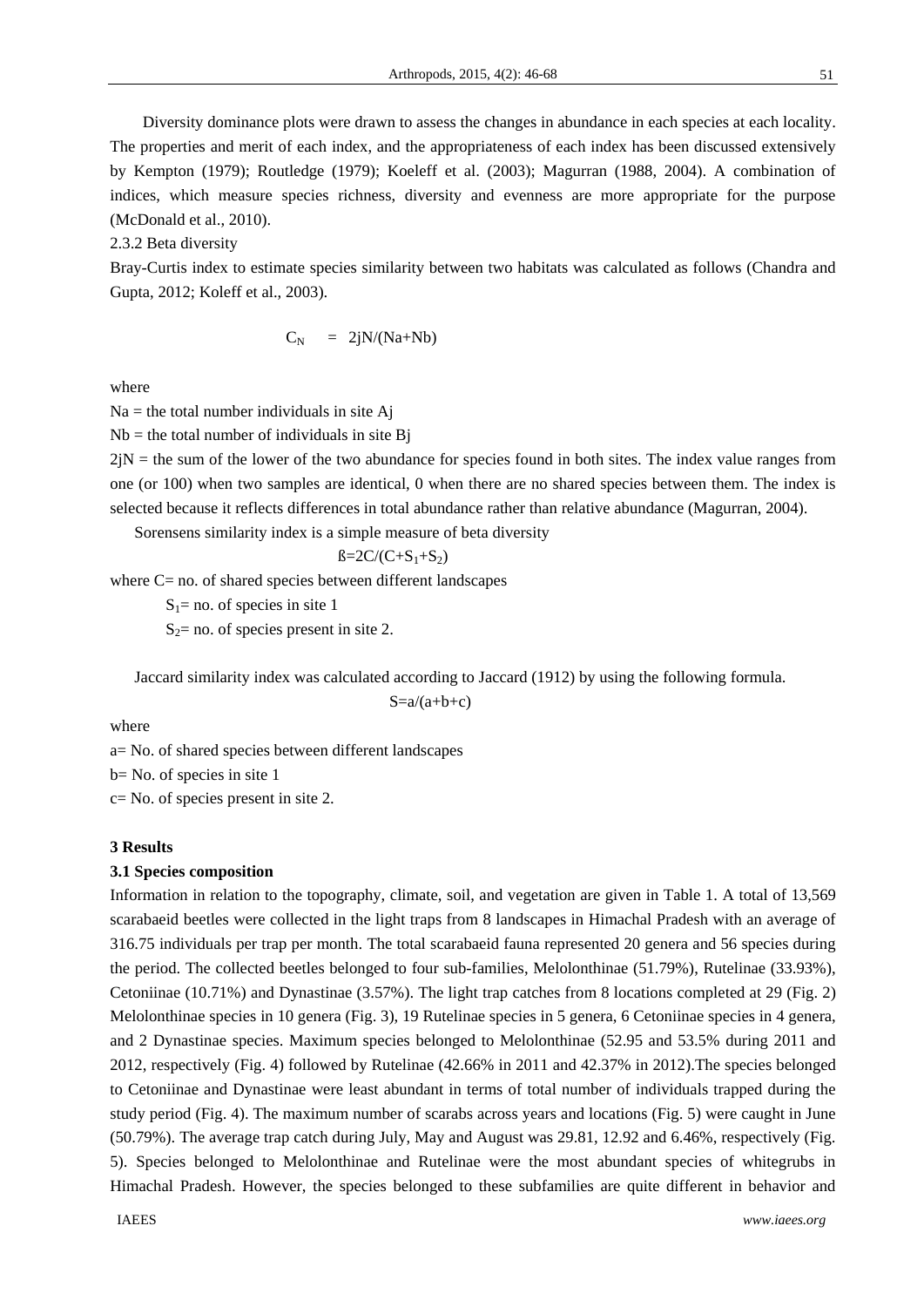Diversity dominance plots were drawn to assess the changes in abundance in each species at each locality. The properties and merit of each index, and the appropriateness of each index has been discussed extensively by Kempton (1979); Routledge (1979); Koeleff et al. (2003); Magurran (1988, 2004). A combination of indices, which measure species richness, diversity and evenness are more appropriate for the purpose (McDonald et al., 2010).

2.3.2 Beta diversity

Bray-Curtis index to estimate species similarity between two habitats was calculated as follows (Chandra and Gupta, 2012; Koleff et al., 2003).

$$C_N = 2jN/(Na+Nb)$$

where

Na = the total number individuals in site Aj

Nb = the total number of individuals in site Bj

2jN = the sum of the lower of the two abundance for species found in both sites. The index value ranges from one (or 100) when two samples are identical, 0 when there are no shared species between them. The index is selected because it reflects differences in total abundance rather than relative abundance (Magurran, 2004).

Sorensens similarity index is a simple measure of beta diversity

$$ß=2C/(C+S_1+S_2)$$

where C= no. of shared species between different landscapes

$S_1$= no. of species in site 1

$S_2$= no. of species present in site 2.

Jaccard similarity index was calculated according to Jaccard (1912) by using the following formula.

$$S=a/(a+b+c)$$

where

a= No. of shared species between different landscapes

b= No. of species in site 1

c= No. of species present in site 2.

## 3 Results

### 3.1 Species composition

Information in relation to the topography, climate, soil, and vegetation are given in Table 1. A total of 13,569 scarabaeid beetles were collected in the light traps from 8 landscapes in Himachal Pradesh with an average of 316.75 individuals per trap per month. The total scarabaeid fauna represented 20 genera and 56 species during the period. The collected beetles belonged to four sub-families, Melolonthinae (51.79%), Rutelinae (33.93%), Cetoniinae (10.71%) and Dynastinae (3.57%). The light trap catches from 8 locations completed at 29 (Fig. 2) Melolonthinae species in 10 genera (Fig. 3), 19 Rutelinae species in 5 genera, 6 Cetoniinae species in 4 genera, and 2 Dynastinae species. Maximum species belonged to Melolonthinae (52.95 and 53.5% during 2011 and 2012, respectively (Fig. 4) followed by Rutelinae (42.66% in 2011 and 42.37% in 2012).The species belonged to Cetoniinae and Dynastinae were least abundant in terms of total number of individuals trapped during the study period (Fig. 4). The maximum number of scarabs across years and locations (Fig. 5) were caught in June (50.79%). The average trap catch during July, May and August was 29.81, 12.92 and 6.46%, respectively (Fig. 5). Species belonged to Melolonthinae and Rutelinae were the most abundant species of whitegrubs in Himachal Pradesh. However, the species belonged to these subfamilies are quite different in behavior and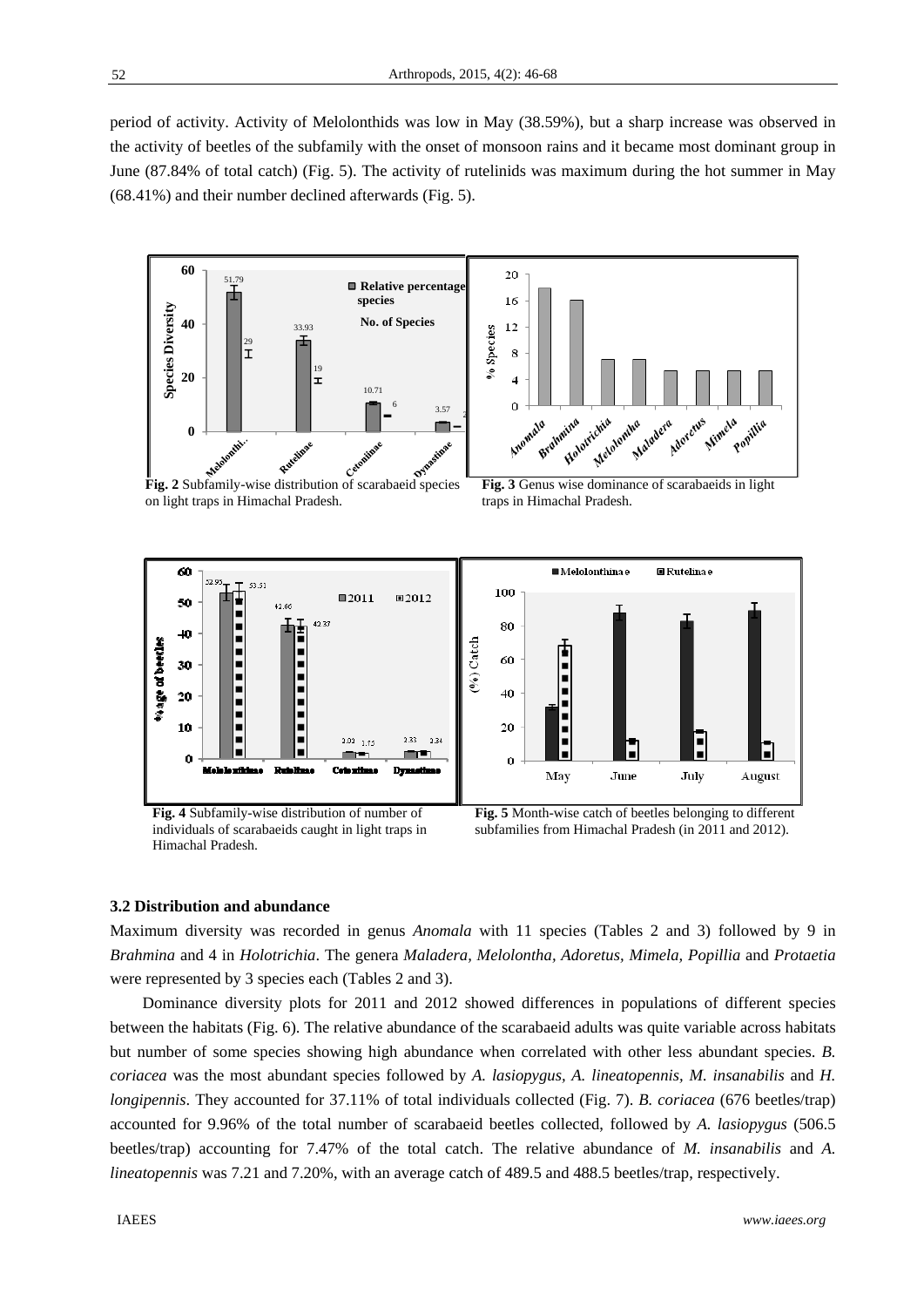period of activity. Activity of Melolonthids was low in May (38.59%), but a sharp increase was observed in the activity of beetles of the subfamily with the onset of monsoon rains and it became most dominant group in June (87.84% of total catch) (Fig. 5). The activity of rutelinids was maximum during the hot summer in May (68.41%) and their number declined afterwards (Fig. 5).

**Fig. 2** Subfamily-wise distribution of scarabaeid species on light traps in Himachal Pradesh.

**Fig. 3** Genus wise dominance of scarabaeids in light traps in Himachal Pradesh.

**Fig. 4** Subfamily-wise distribution of number of individuals of scarabaeids caught in light traps in Himachal Pradesh.

**Fig. 5** Month-wise catch of beetles belonging to different subfamilies from Himachal Pradesh (in 2011 and 2012).

### 3.2 Distribution and abundance

Maximum diversity was recorded in genus *Anomala* with 11 species (Tables 2 and 3) followed by 9 in *Brahmina* and 4 in *Holotrichia*. The genera *Maladera, Melolontha, Adoretus, Mimela, Popillia* and *Protaetia* were represented by 3 species each (Tables 2 and 3).

Dominance diversity plots for 2011 and 2012 showed differences in populations of different species between the habitats (Fig. 6). The relative abundance of the scarabaeid adults was quite variable across habitats but number of some species showing high abundance when correlated with other less abundant species. *B. coriacea* was the most abundant species followed by *A. lasiopygus, A. lineatopennis, M. insanabilis* and *H. longipennis*. They accounted for 37.11% of total individuals collected (Fig. 7). *B. coriacea* (676 beetles/trap) accounted for 9.96% of the total number of scarabaeid beetles collected, followed by *A. lasiopygus* (506.5 beetles/trap) accounting for 7.47% of the total catch. The relative abundance of *M. insanabilis* and *A. lineatopennis* was 7.21 and 7.20%, with an average catch of 489.5 and 488.5 beetles/trap, respectively.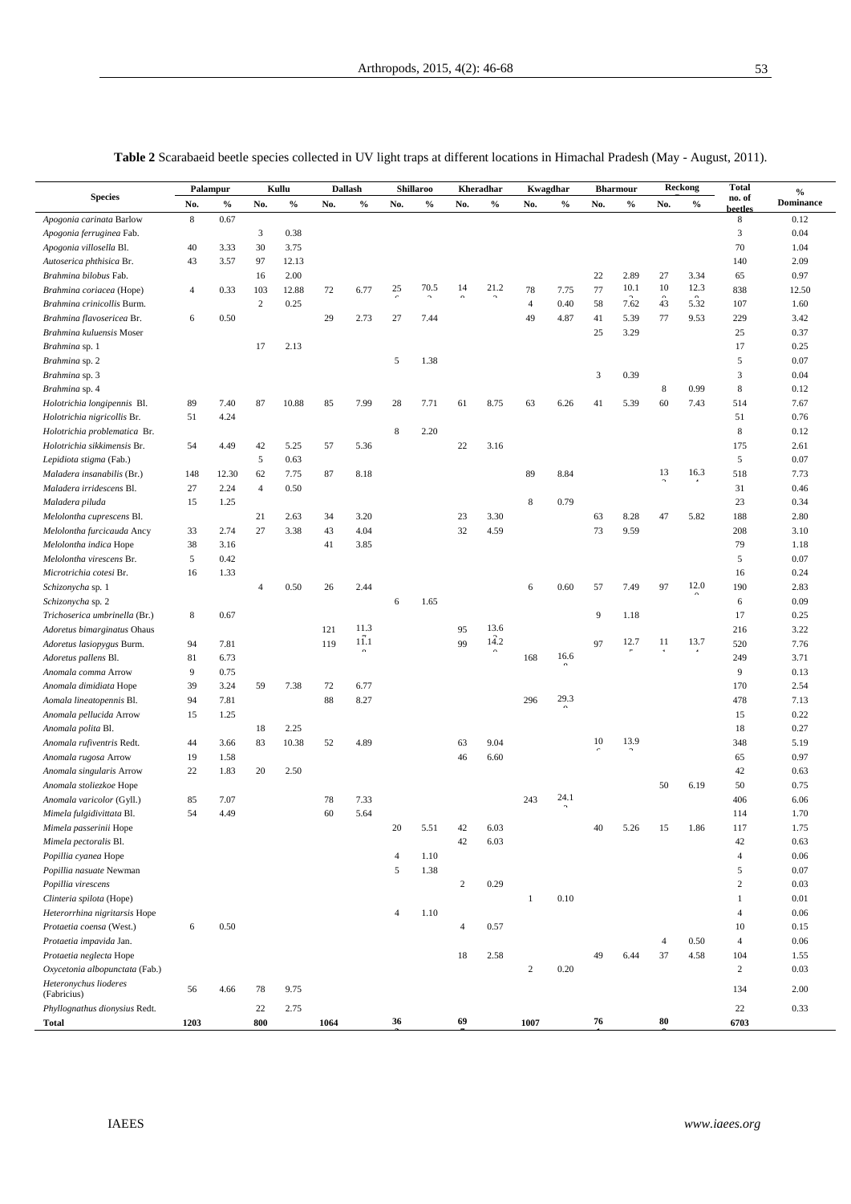**Table 2** Scarabaeid beetle species collected in UV light traps at different locations in Himachal Pradesh (May - August, 2011).

| Species | Palampur | | Kullu | | Dallash | | Shillaroo | | Kheradhar | | Kwagdhar | | Bharmour | | Reckong | | Total no. of beetles | % Dominance |
|---|---|---|---|---|---|---|---|---|---|---|---|---|---|---|---|---|---|---|
| | No. | % | No. | % | No. | % | No. | % | No. | % | No. | % | No. | % | No. | % | | |
| *Apogonia carinata* Barlow | 8 | 0.67 | | | | | | | | | | | | | | | 8 | 0.12 |
| *Apogonia ferruginea* Fab. | | | 3 | 0.38 | | | | | | | | | | | | | 3 | 0.04 |
| *Apogonia villosella* Bl. | 40 | 3.33 | 30 | 3.75 | | | | | | | | | | | | | 70 | 1.04 |
| *Autoserica phthisica* Br. | 43 | 3.57 | 97 | 12.13 | | | | | | | | | | | | | 140 | 2.09 |
| *Brahmina bilobus* Fab. | | | 16 | 2.00 | | | | | | | | | 22 | 2.89 | 27 | 3.34 | 65 | 0.97 |
| *Brahmina coriacea* (Hope) | 4 | 0.33 | 103 | 12.88 | 72 | 6.77 | 25 | 70.5 | 14 | 21.2 | 78 | 7.75 | 77 | 10.1 | 10 | 12.3 | 838 | 12.50 |
| *Brahmina crinicollis* Burm. | | | 2 | 0.25 | | | | | | | 4 | 0.40 | 58 | 7.62 | 43 | 5.32 | 107 | 1.60 |
| *Brahmina flavosericea* Br. | 6 | 0.50 | | | 29 | 2.73 | 27 | 7.44 | | | 49 | 4.87 | 41 | 5.39 | 77 | 9.53 | 229 | 3.42 |
| *Brahmina kuluensis* Moser | | | | | | | | | | | | | 25 | 3.29 | | | 25 | 0.37 |
| *Brahmina* sp. 1 | | | 17 | 2.13 | | | | | | | | | | | | | 17 | 0.25 |
| *Brahmina* sp. 2 | | | | | | | 5 | 1.38 | | | | | | | | | 5 | 0.07 |
| *Brahmina* sp. 3 | | | | | | | | | | | | | 3 | 0.39 | | | 3 | 0.04 |
| *Brahmina* sp. 4 | | | | | | | | | | | | | | | 8 | 0.99 | 8 | 0.12 |
| *Holotrichia longipennis* Bl. | 89 | 7.40 | 87 | 10.88 | 85 | 7.99 | 28 | 7.71 | 61 | 8.75 | 63 | 6.26 | 41 | 5.39 | 60 | 7.43 | 514 | 7.67 |
| *Holotrichia nigricollis* Br. | 51 | 4.24 | | | | | | | | | | | | | | | 51 | 0.76 |
| *Holotrichia problematica* Br. | | | | | | | 8 | 2.20 | | | | | | | | | 8 | 0.12 |
| *Holotrichia sikkimensis* Br. | 54 | 4.49 | 42 | 5.25 | 57 | 5.36 | | | 22 | 3.16 | | | | | | | 175 | 2.61 |
| *Lepidiota stigma* (Fab.) | | | 5 | 0.63 | | | | | | | | | | | | | 5 | 0.07 |
| *Maladera insanabilis* (Br.) | 148 | 12.30 | 62 | 7.75 | 87 | 8.18 | | | | | 89 | 8.84 | | | 13 | 16.3 | 518 | 7.73 |
| *Maladera irridescens* Bl. | 27 | 2.24 | 4 | 0.50 | | | | | | | | | | | | | 31 | 0.46 |
| *Maladera piluda* | 15 | 1.25 | | | | | | | | | 8 | 0.79 | | | | | 23 | 0.34 |
| *Melolontha cuprescens* Bl. | | | 21 | 2.63 | 34 | 3.20 | | | 23 | 3.30 | | | 63 | 8.28 | 47 | 5.82 | 188 | 2.80 |
| *Melolontha furcicauda* Ancy | 33 | 2.74 | 27 | 3.38 | 43 | 4.04 | | | 32 | 4.59 | | | 73 | 9.59 | | | 208 | 3.10 |
| *Melolontha indica* Hope | 38 | 3.16 | | | 41 | 3.85 | | | | | | | | | | | 79 | 1.18 |
| *Melolontha virescens* Br. | 5 | 0.42 | | | | | | | | | | | | | | | 5 | 0.07 |
| *Microtrichia cotesi* Br. | 16 | 1.33 | | | | | | | | | | | | | | | 16 | 0.24 |
| *Schizonycha* sp. 1 | | | 4 | 0.50 | 26 | 2.44 | | | | | 6 | 0.60 | 57 | 7.49 | 97 | 12.0 | 190 | 2.83 |
| *Schizonycha* sp. 2 | | | | | | | 6 | 1.65 | | | | | | | | | 6 | 0.09 |
| *Trichoserica umbrinella* (Br.) | 8 | 0.67 | | | | | | | | | | | 9 | 1.18 | | | 17 | 0.25 |
| *Adoretus bimarginatus* Ohaus | | | | | 121 | 11.3 | | | 95 | 13.6 | | | | | | | 216 | 3.22 |
| *Adoretus lasiopygus* Burm. | 94 | 7.81 | | | 119 | 11.1 | | | 99 | 14.2 | | | 97 | 12.7 | 11 | 13.7 | 520 | 7.76 |
| *Adoretus pallens* Bl. | 81 | 6.73 | | | | | | | | | 168 | 16.6 | | | | | 249 | 3.71 |
| *Anomala comma* Arrow | 9 | 0.75 | | | | | | | | | | | | | | | 9 | 0.13 |
| *Anomala dimidiata* Hope | 39 | 3.24 | 59 | 7.38 | 72 | 6.77 | | | | | | | | | | | 170 | 2.54 |
| *Aomala lineatopennis* Bl. | 94 | 7.81 | | | 88 | 8.27 | | | | | 296 | 29.3 | | | | | 478 | 7.13 |
| *Anomala pellucida* Arrow | 15 | 1.25 | | | | | | | | | | | | | | | 15 | 0.22 |
| *Anomala polita* Bl. | | | 18 | 2.25 | | | | | | | | | | | | | 18 | 0.27 |
| *Anomala rufiventris* Redt. | 44 | 3.66 | 83 | 10.38 | 52 | 4.89 | | | 63 | 9.04 | | | 10 | 13.9 | | | 348 | 5.19 |
| *Anomala rugosa* Arrow | 19 | 1.58 | | | | | | | 46 | 6.60 | | | | | | | 65 | 0.97 |
| *Anomala singularis* Arrow | 22 | 1.83 | 20 | 2.50 | | | | | | | | | | | | | 42 | 0.63 |
| *Anomala stoliezkoe* Hope | | | | | | | | | | | | | | | 50 | 6.19 | 50 | 0.75 |
| *Anomala varicolor* (Gyll.) | 85 | 7.07 | | | 78 | 7.33 | | | | | 243 | 24.1 | | | | | 406 | 6.06 |
| *Mimela fulgidivittata* Bl. | 54 | 4.49 | | | 60 | 5.64 | | | | | | | | | | | 114 | 1.70 |
| *Mimela passerinii* Hope | | | | | | | 20 | 5.51 | 42 | 6.03 | | | 40 | 5.26 | 15 | 1.86 | 117 | 1.75 |
| *Mimela pectoralis* Bl. | | | | | | | | | 42 | 6.03 | | | | | | | 42 | 0.63 |
| *Popillia cyanea* Hope | | | | | | | 4 | 1.10 | | | | | | | | | 4 | 0.06 |
| *Popillia nasuate* Newman | | | | | | | 5 | 1.38 | | | | | | | | | 5 | 0.07 |
| *Popillia virescens* | | | | | | | | | 2 | 0.29 | | | | | | | 2 | 0.03 |
| *Clinteria spilota* (Hope) | | | | | | | | | | | 1 | 0.10 | | | | | 1 | 0.01 |
| *Heterorrhina nigritarsis* Hope | | | | | | | 4 | 1.10 | | | | | | | | | 4 | 0.06 |
| *Protaetia coensa* (West.) | 6 | 0.50 | | | | | | | 4 | 0.57 | | | | | | | 10 | 0.15 |
| *Protaetia impavida* Jan. | | | | | | | | | | | | | | | 4 | 0.50 | 4 | 0.06 |
| *Protaetia neglecta* Hope | | | | | | | | | 18 | 2.58 | | | 49 | 6.44 | 37 | 4.58 | 104 | 1.55 |
| *Oxycetonia albopunctata* (Fab.) | | | | | | | | | | | 2 | 0.20 | | | | | 2 | 0.03 |
| *Heteronychus lioderes* (Fabricius) | 56 | 4.66 | 78 | 9.75 | | | | | | | | | | | | | 134 | 2.00 |
| *Phyllognathus dionysius* Redt. | | | 22 | 2.75 | | | | | | | | | | | | | 22 | 0.33 |
| **Total** | **1203** | | **800** | | **1064** | | **36** | | **69** | | **1007** | | **76** | | **80** | | **6703** | |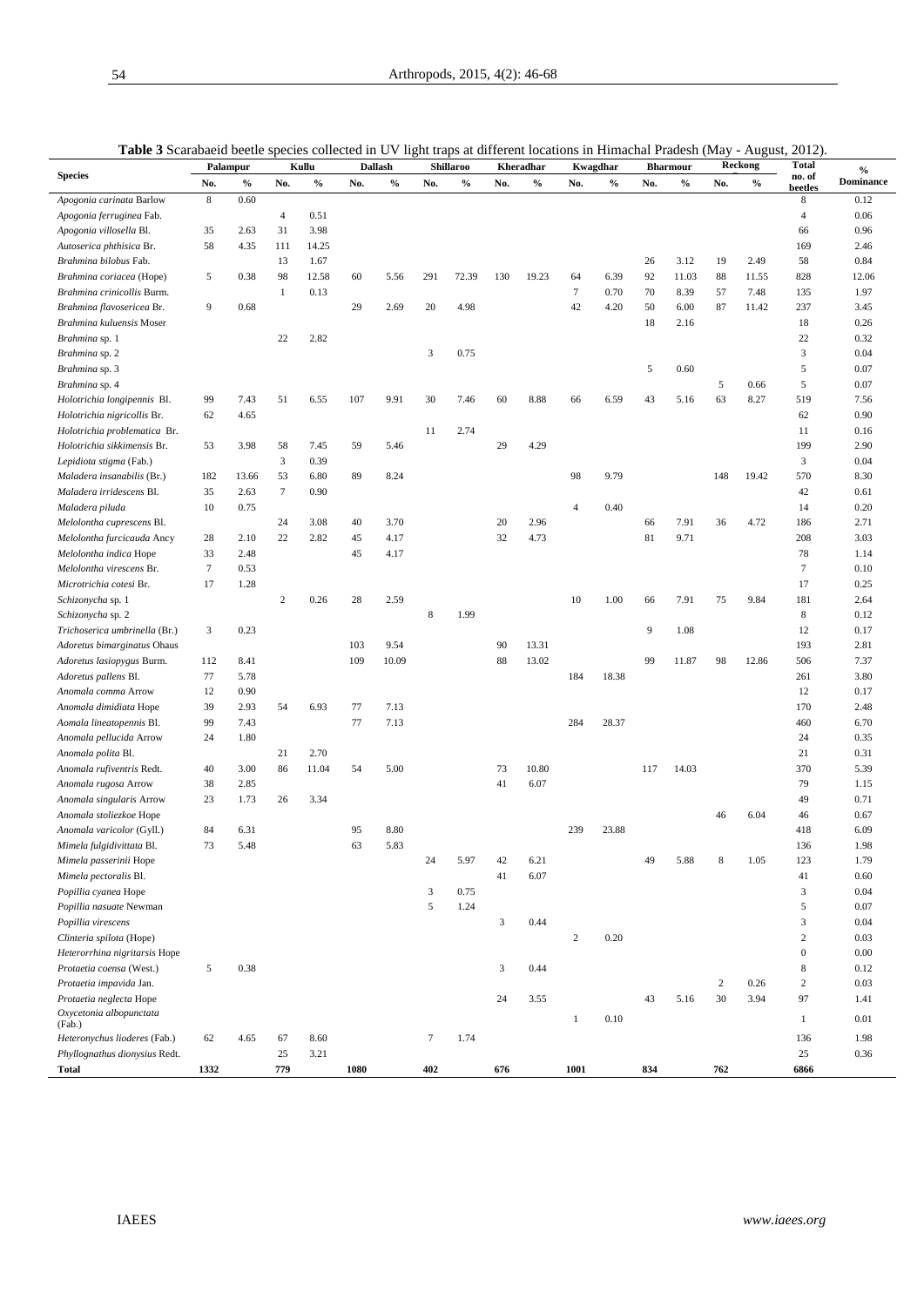**Table 3** Scarabaeid beetle species collected in UV light traps at different locations in Himachal Pradesh (May - August, 2012).

| Species | Palampur | | Kullu | | Dallash | | Shillaroo | | Kheradhar | | Kwagdhar | | Bharmour | | Reckong | | Total no. of beetles | % Dominance |
|---|---|---|---|---|---|---|---|---|---|---|---|---|---|---|---|---|---|---|
| | No. | % | No. | % | No. | % | No. | % | No. | % | No. | % | No. | % | No. | % | | |
| *Apogonia carinata* Barlow | 8 | 0.60 | | | | | | | | | | | | | | | 8 | 0.12 |
| *Apogonia ferruginea* Fab. | | | 4 | 0.51 | | | | | | | | | | | | | 4 | 0.06 |
| *Apogonia villosella* Bl. | 35 | 2.63 | 31 | 3.98 | | | | | | | | | | | | | 66 | 0.96 |
| *Autoserica phthisica* Br. | 58 | 4.35 | 111 | 14.25 | | | | | | | | | | | | | 169 | 2.46 |
| *Brahmina bilobus* Fab. | | | 13 | 1.67 | | | | | | | | | 26 | 3.12 | 19 | 2.49 | 58 | 0.84 |
| *Brahmina coriacea* (Hope) | 5 | 0.38 | 98 | 12.58 | 60 | 5.56 | 291 | 72.39 | 130 | 19.23 | 64 | 6.39 | 92 | 11.03 | 88 | 11.55 | 828 | 12.06 |
| *Brahmina crinicollis* Burm. | | | 1 | 0.13 | | | | | | | 7 | 0.70 | 70 | 8.39 | 57 | 7.48 | 135 | 1.97 |
| *Brahmina flavosericea* Br. | 9 | 0.68 | | | 29 | 2.69 | 20 | 4.98 | | | 42 | 4.20 | 50 | 6.00 | 87 | 11.42 | 237 | 3.45 |
| *Brahmina kuluensis* Moser | | | | | | | | | | | | | 18 | 2.16 | | | 18 | 0.26 |
| *Brahmina* sp. 1 | | | 22 | 2.82 | | | | | | | | | | | | | 22 | 0.32 |
| *Brahmina* sp. 2 | | | | | | | 3 | 0.75 | | | | | | | | | 3 | 0.04 |
| *Brahmina* sp. 3 | | | | | | | | | | | | | 5 | 0.60 | | | 5 | 0.07 |
| *Brahmina* sp. 4 | | | | | | | | | | | | | | | 5 | 0.66 | 5 | 0.07 |
| *Holotrichia longipennis* Bl. | 99 | 7.43 | 51 | 6.55 | 107 | 9.91 | 30 | 7.46 | 60 | 8.88 | 66 | 6.59 | 43 | 5.16 | 63 | 8.27 | 519 | 7.56 |
| *Holotrichia nigricollis* Br. | 62 | 4.65 | | | | | | | | | | | | | | | 62 | 0.90 |
| *Holotrichia problematica* Br. | | | | | | | 11 | 2.74 | | | | | | | | | 11 | 0.16 |
| *Holotrichia sikkimensis* Br. | 53 | 3.98 | 58 | 7.45 | 59 | 5.46 | | | 29 | 4.29 | | | | | | | 199 | 2.90 |
| *Lepidiota stigma* (Fab.) | | | 3 | 0.39 | | | | | | | | | | | | | 3 | 0.04 |
| *Maladera insanabilis* (Br.) | 182 | 13.66 | 53 | 6.80 | 89 | 8.24 | | | | | 98 | 9.79 | | | 148 | 19.42 | 570 | 8.30 |
| *Maladera irridescens* Bl. | 35 | 2.63 | 7 | 0.90 | | | | | | | | | | | | | 42 | 0.61 |
| *Maladera piluda* | 10 | 0.75 | | | | | | | | | 4 | 0.40 | | | | | 14 | 0.20 |
| *Melolontha cuprescens* Bl. | | | 24 | 3.08 | 40 | 3.70 | | | 20 | 2.96 | | | 66 | 7.91 | 36 | 4.72 | 186 | 2.71 |
| *Melolontha furcicauda* Ancy | 28 | 2.10 | 22 | 2.82 | 45 | 4.17 | | | 32 | 4.73 | | | 81 | 9.71 | | | 208 | 3.03 |
| *Melolontha indica* Hope | 33 | 2.48 | | | 45 | 4.17 | | | | | | | | | | | 78 | 1.14 |
| *Melolontha virescens* Br. | 7 | 0.53 | | | | | | | | | | | | | | | 7 | 0.10 |
| *Microtrichia cotesi* Br. | 17 | 1.28 | | | | | | | | | | | | | | | 17 | 0.25 |
| *Schizonycha* sp. 1 | | | 2 | 0.26 | 28 | 2.59 | | | | | 10 | 1.00 | 66 | 7.91 | 75 | 9.84 | 181 | 2.64 |
| *Schizonycha* sp. 2 | | | | | | | 8 | 1.99 | | | | | | | | | 8 | 0.12 |
| *Trichoserica umbrinella* (Br.) | 3 | 0.23 | | | | | | | | | | | 9 | 1.08 | | | 12 | 0.17 |
| *Adoretus bimarginatus* Ohaus | | | | | 103 | 9.54 | | | 90 | 13.31 | | | | | | | 193 | 2.81 |
| *Adoretus lasiopygus* Burm. | 112 | 8.41 | | | 109 | 10.09 | | | 88 | 13.02 | | | 99 | 11.87 | 98 | 12.86 | 506 | 7.37 |
| *Adoretus pallens* Bl. | 77 | 5.78 | | | | | | | | | 184 | 18.38 | | | | | 261 | 3.80 |
| *Anomala comma* Arrow | 12 | 0.90 | | | | | | | | | | | | | | | 12 | 0.17 |
| *Anomala dimidiata* Hope | 39 | 2.93 | 54 | 6.93 | 77 | 7.13 | | | | | | | | | | | 170 | 2.48 |
| *Aomala lineatopennis* Bl. | 99 | 7.43 | | | 77 | 7.13 | | | | | 284 | 28.37 | | | | | 460 | 6.70 |
| *Anomala pellucida* Arrow | 24 | 1.80 | | | | | | | | | | | | | | | 24 | 0.35 |
| *Anomala polita* Bl. | | | 21 | 2.70 | | | | | | | | | | | | | 21 | 0.31 |
| *Anomala rufiventris* Redt. | 40 | 3.00 | 86 | 11.04 | 54 | 5.00 | | | 73 | 10.80 | | | 117 | 14.03 | | | 370 | 5.39 |
| *Anomala rugosa* Arrow | 38 | 2.85 | | | | | | | 41 | 6.07 | | | | | | | 79 | 1.15 |
| *Anomala singularis* Arrow | 23 | 1.73 | 26 | 3.34 | | | | | | | | | | | | | 49 | 0.71 |
| *Anomala stoliezkoe* Hope | | | | | | | | | | | | | | | 46 | 6.04 | 46 | 0.67 |
| *Anomala varicolor* (Gyll.) | 84 | 6.31 | | | 95 | 8.80 | | | | | 239 | 23.88 | | | | | 418 | 6.09 |
| *Mimela fulgidivittata* Bl. | 73 | 5.48 | | | 63 | 5.83 | | | | | | | | | | | 136 | 1.98 |
| *Mimela passerinii* Hope | | | | | | | 24 | 5.97 | 42 | 6.21 | | | 49 | 5.88 | 8 | 1.05 | 123 | 1.79 |
| *Mimela pectoralis* Bl. | | | | | | | | | 41 | 6.07 | | | | | | | 41 | 0.60 |
| *Popillia cyanea* Hope | | | | | | | 3 | 0.75 | | | | | | | | | 3 | 0.04 |
| *Popillia nasuate* Newman | | | | | | | 5 | 1.24 | | | | | | | | | 5 | 0.07 |
| *Popillia virescens* | | | | | | | | | 3 | 0.44 | | | | | | | 3 | 0.04 |
| *Clinteria spilota* (Hope) | | | | | | | | | | | 2 | 0.20 | | | | | 2 | 0.03 |
| *Heterorrhina nigritarsis* Hope | | | | | | | | | | | | | | | | | 0 | 0.00 |
| *Protaetia coensa* (West.) | 5 | 0.38 | | | | | | | 3 | 0.44 | | | | | | | 8 | 0.12 |
| *Protaetia impavida* Jan. | | | | | | | | | | | | | | | 2 | 0.26 | 2 | 0.03 |
| *Protaetia neglecta* Hope | | | | | | | | | 24 | 3.55 | | | 43 | 5.16 | 30 | 3.94 | 97 | 1.41 |
| *Oxycetonia albopunctata* (Fab.) | | | | | | | | | | | 1 | 0.10 | | | | | 1 | 0.01 |
| *Heteronychus liodere*s (Fab.) | 62 | 4.65 | 67 | 8.60 | | | 7 | 1.74 | | | | | | | | | 136 | 1.98 |
| *Phyllognathus dionysius* Redt. | | | 25 | 3.21 | | | | | | | | | | | | | 25 | 0.36 |
| **Total** | **1332** | | **779** | | **1080** | | **402** | | **676** | | **1001** | | **834** | | **762** | | **6866** | |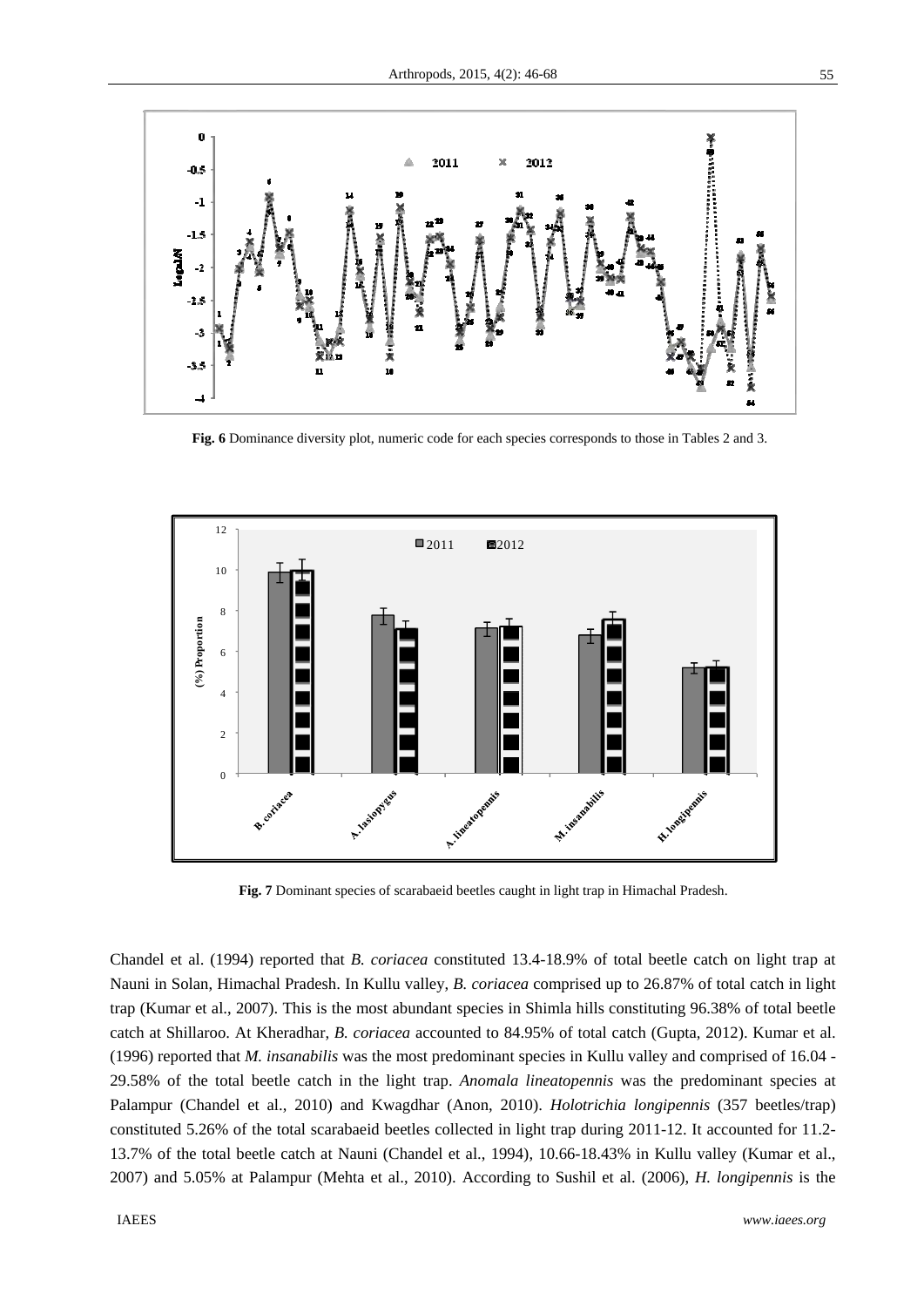**Fig. 6** Dominance diversity plot, numeric code for each species corresponds to those in Tables 2 and 3.

**Fig. 7** Dominant species of scarabaeid beetles caught in light trap in Himachal Pradesh.

Chandel et al. (1994) reported that *B. coriacea* constituted 13.4-18.9% of total beetle catch on light trap at Nauni in Solan, Himachal Pradesh. In Kullu valley, *B. coriacea* comprised up to 26.87% of total catch in light trap (Kumar et al., 2007). This is the most abundant species in Shimla hills constituting 96.38% of total beetle catch at Shillaroo. At Kheradhar, *B. coriacea* accounted to 84.95% of total catch (Gupta, 2012). Kumar et al. (1996) reported that *M. insanabilis* was the most predominant species in Kullu valley and comprised of 16.04 - 29.58% of the total beetle catch in the light trap. *Anomala lineatopennis* was the predominant species at Palampur (Chandel et al., 2010) and Kwagdhar (Anon, 2010). *Holotrichia longipennis* (357 beetles/trap) constituted 5.26% of the total scarabaeid beetles collected in light trap during 2011-12. It accounted for 11.2-13.7% of the total beetle catch at Nauni (Chandel et al., 1994), 10.66-18.43% in Kullu valley (Kumar et al., 2007) and 5.05% at Palampur (Mehta et al., 2010). According to Sushil et al. (2006), *H. longipennis* is the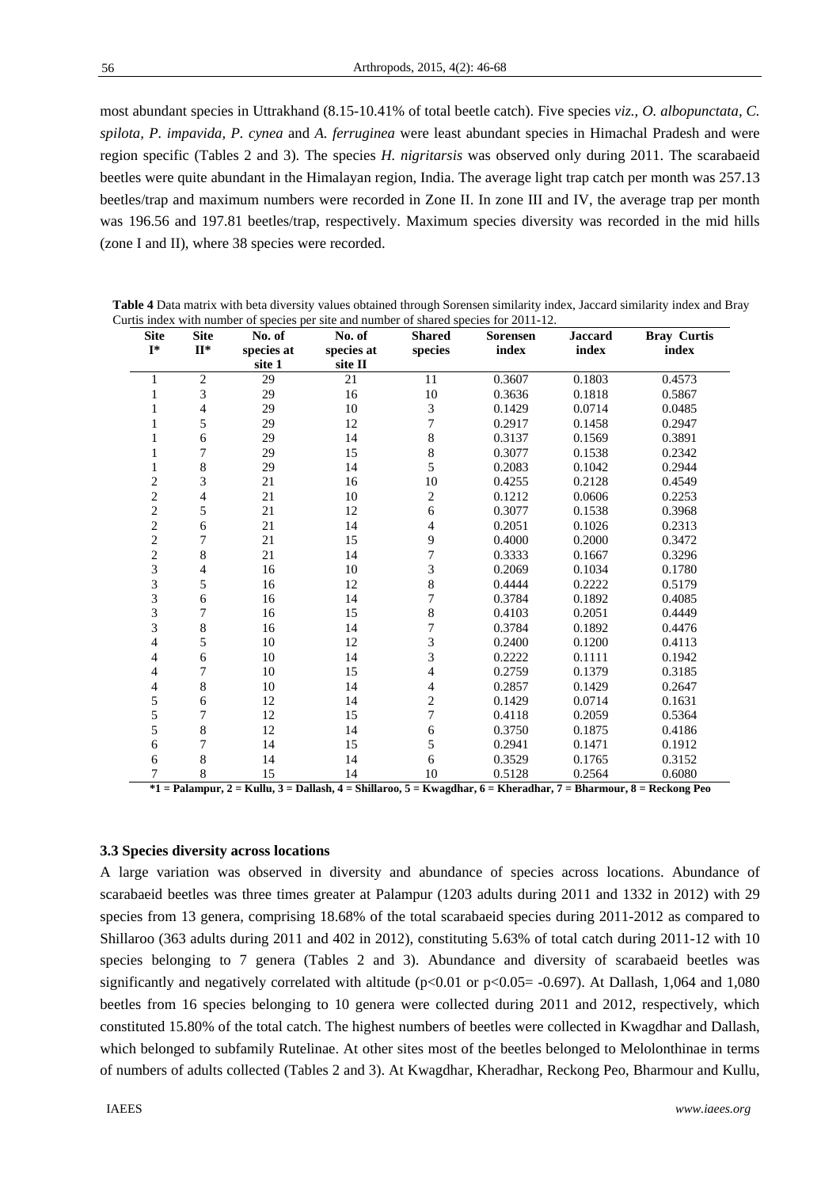most abundant species in Uttrakhand (8.15-10.41% of total beetle catch). Five species *viz., O. albopunctata, C. spilota, P. impavida, P. cynea* and *A. ferruginea* were least abundant species in Himachal Pradesh and were region specific (Tables 2 and 3). The species *H. nigritarsis* was observed only during 2011. The scarabaeid beetles were quite abundant in the Himalayan region, India. The average light trap catch per month was 257.13 beetles/trap and maximum numbers were recorded in Zone II. In zone III and IV, the average trap per month was 196.56 and 197.81 beetles/trap, respectively. Maximum species diversity was recorded in the mid hills (zone I and II), where 38 species were recorded.

**Table 4** Data matrix with beta diversity values obtained through Sorensen similarity index, Jaccard similarity index and Bray Curtis index with number of species per site and number of shared species for 2011-12.

| Site I* | Site II* | No. of species at site 1 | No. of species at site II | Shared species | Sorensen index | Jaccard index | Bray Curtis index |
|---|---|---|---|---|---|---|---|
| 1 | 2 | 29 | 21 | 11 | 0.3607 | 0.1803 | 0.4573 |
| 1 | 3 | 29 | 16 | 10 | 0.3636 | 0.1818 | 0.5867 |
| 1 | 4 | 29 | 10 | 3 | 0.1429 | 0.0714 | 0.0485 |
| 1 | 5 | 29 | 12 | 7 | 0.2917 | 0.1458 | 0.2947 |
| 1 | 6 | 29 | 14 | 8 | 0.3137 | 0.1569 | 0.3891 |
| 1 | 7 | 29 | 15 | 8 | 0.3077 | 0.1538 | 0.2342 |
| 1 | 8 | 29 | 14 | 5 | 0.2083 | 0.1042 | 0.2944 |
| 2 | 3 | 21 | 16 | 10 | 0.4255 | 0.2128 | 0.4549 |
| 2 | 4 | 21 | 10 | 2 | 0.1212 | 0.0606 | 0.2253 |
| 2 | 5 | 21 | 12 | 6 | 0.3077 | 0.1538 | 0.3968 |
| 2 | 6 | 21 | 14 | 4 | 0.2051 | 0.1026 | 0.2313 |
| 2 | 7 | 21 | 15 | 9 | 0.4000 | 0.2000 | 0.3472 |
| 2 | 8 | 21 | 14 | 7 | 0.3333 | 0.1667 | 0.3296 |
| 3 | 4 | 16 | 10 | 3 | 0.2069 | 0.1034 | 0.1780 |
| 3 | 5 | 16 | 12 | 8 | 0.4444 | 0.2222 | 0.5179 |
| 3 | 6 | 16 | 14 | 7 | 0.3784 | 0.1892 | 0.4085 |
| 3 | 7 | 16 | 15 | 8 | 0.4103 | 0.2051 | 0.4449 |
| 3 | 8 | 16 | 14 | 7 | 0.3784 | 0.1892 | 0.4476 |
| 4 | 5 | 10 | 12 | 3 | 0.2400 | 0.1200 | 0.4113 |
| 4 | 6 | 10 | 14 | 3 | 0.2222 | 0.1111 | 0.1942 |
| 4 | 7 | 10 | 15 | 4 | 0.2759 | 0.1379 | 0.3185 |
| 4 | 8 | 10 | 14 | 4 | 0.2857 | 0.1429 | 0.2647 |
| 5 | 6 | 12 | 14 | 2 | 0.1429 | 0.0714 | 0.1631 |
| 5 | 7 | 12 | 15 | 7 | 0.4118 | 0.2059 | 0.5364 |
| 5 | 8 | 12 | 14 | 6 | 0.3750 | 0.1875 | 0.4186 |
| 6 | 7 | 14 | 15 | 5 | 0.2941 | 0.1471 | 0.1912 |
| 6 | 8 | 14 | 14 | 6 | 0.3529 | 0.1765 | 0.3152 |
| 7 | 8 | 15 | 14 | 10 | 0.5128 | 0.2564 | 0.6080 |

***1 = Palampur, 2 = Kullu, 3 = Dallash, 4 = Shillaroo, 5 = Kwagdhar, 6 = Kheradhar, 7 = Bharmour, 8 = Reckong Peo**

### 3.3 Species diversity across locations

A large variation was observed in diversity and abundance of species across locations. Abundance of scarabaeid beetles was three times greater at Palampur (1203 adults during 2011 and 1332 in 2012) with 29 species from 13 genera, comprising 18.68% of the total scarabaeid species during 2011-2012 as compared to Shillaroo (363 adults during 2011 and 402 in 2012), constituting 5.63% of total catch during 2011-12 with 10 species belonging to 7 genera (Tables 2 and 3). Abundance and diversity of scarabaeid beetles was significantly and negatively correlated with altitude ($p<0.01$ or $p<0.05= -0.697$). At Dallash, 1,064 and 1,080 beetles from 16 species belonging to 10 genera were collected during 2011 and 2012, respectively, which constituted 15.80% of the total catch. The highest numbers of beetles were collected in Kwagdhar and Dallash, which belonged to subfamily Rutelinae. At other sites most of the beetles belonged to Melolonthinae in terms of numbers of adults collected (Tables 2 and 3). At Kwagdhar, Kheradhar, Reckong Peo, Bharmour and Kullu,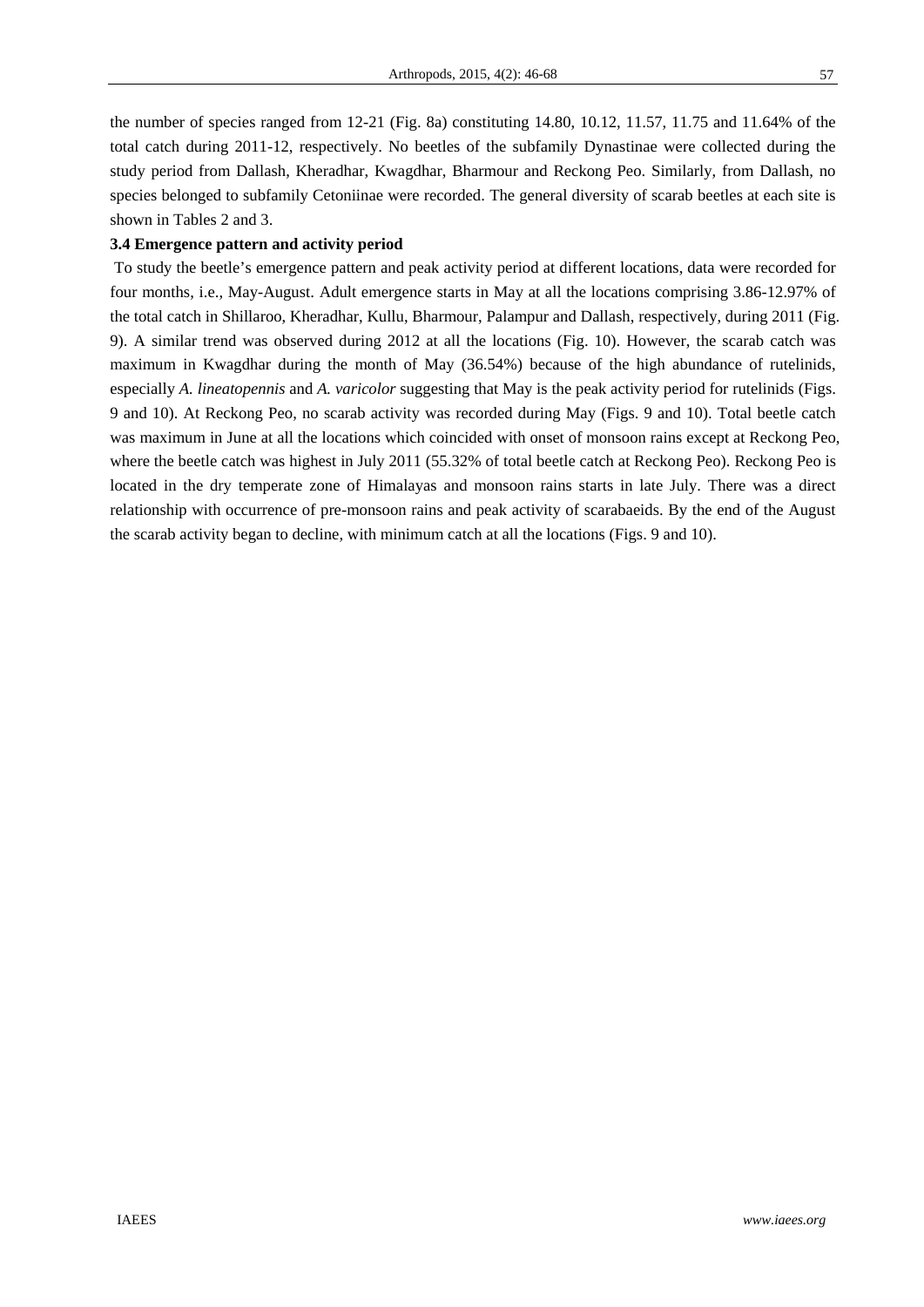the number of species ranged from 12-21 (Fig. 8a) constituting 14.80, 10.12, 11.57, 11.75 and 11.64% of the total catch during 2011-12, respectively. No beetles of the subfamily Dynastinae were collected during the study period from Dallash, Kheradhar, Kwagdhar, Bharmour and Reckong Peo. Similarly, from Dallash, no species belonged to subfamily Cetoniinae were recorded. The general diversity of scarab beetles at each site is shown in Tables 2 and 3.

### 3.4 Emergence pattern and activity period

To study the beetle's emergence pattern and peak activity period at different locations, data were recorded for four months, i.e., May-August. Adult emergence starts in May at all the locations comprising 3.86-12.97% of the total catch in Shillaroo, Kheradhar, Kullu, Bharmour, Palampur and Dallash, respectively, during 2011 (Fig. 9). A similar trend was observed during 2012 at all the locations (Fig. 10). However, the scarab catch was maximum in Kwagdhar during the month of May (36.54%) because of the high abundance of rutelinids, especially *A. lineatopennis* and *A. varicolor* suggesting that May is the peak activity period for rutelinids (Figs. 9 and 10). At Reckong Peo, no scarab activity was recorded during May (Figs. 9 and 10). Total beetle catch was maximum in June at all the locations which coincided with onset of monsoon rains except at Reckong Peo, where the beetle catch was highest in July 2011 (55.32% of total beetle catch at Reckong Peo). Reckong Peo is located in the dry temperate zone of Himalayas and monsoon rains starts in late July. There was a direct relationship with occurrence of pre-monsoon rains and peak activity of scarabaeids. By the end of the August the scarab activity began to decline, with minimum catch at all the locations (Figs. 9 and 10).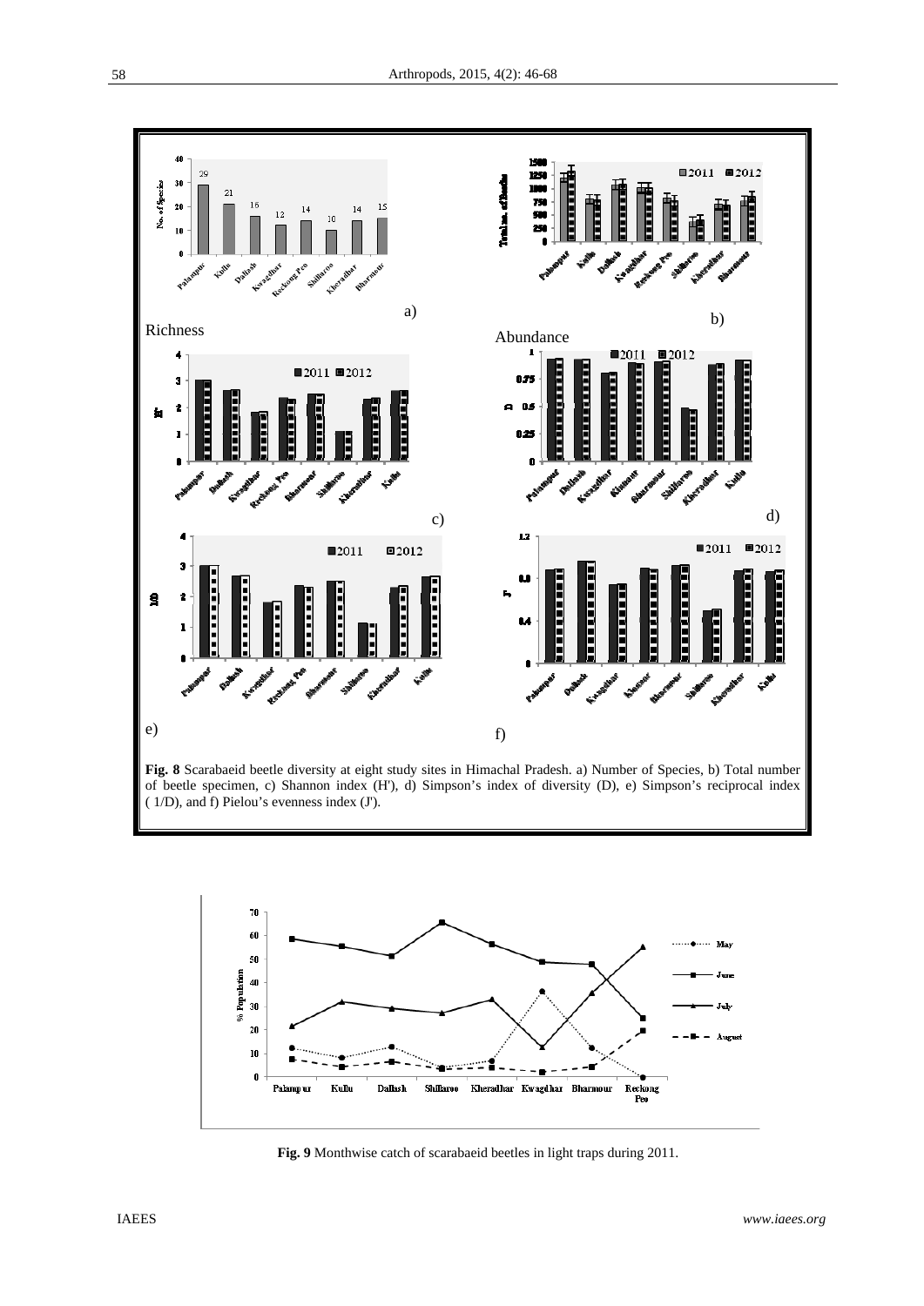**Fig. 8** Scarabaeid beetle diversity at eight study sites in Himachal Pradesh. a) Number of Species, b) Total number of beetle specimen, c) Shannon index (H'), d) Simpson's index of diversity (D), e) Simpson's reciprocal index ( 1/D), and f) Pielou's evenness index (J').

**Fig. 9** Monthwise catch of scarabaeid beetles in light traps during 2011.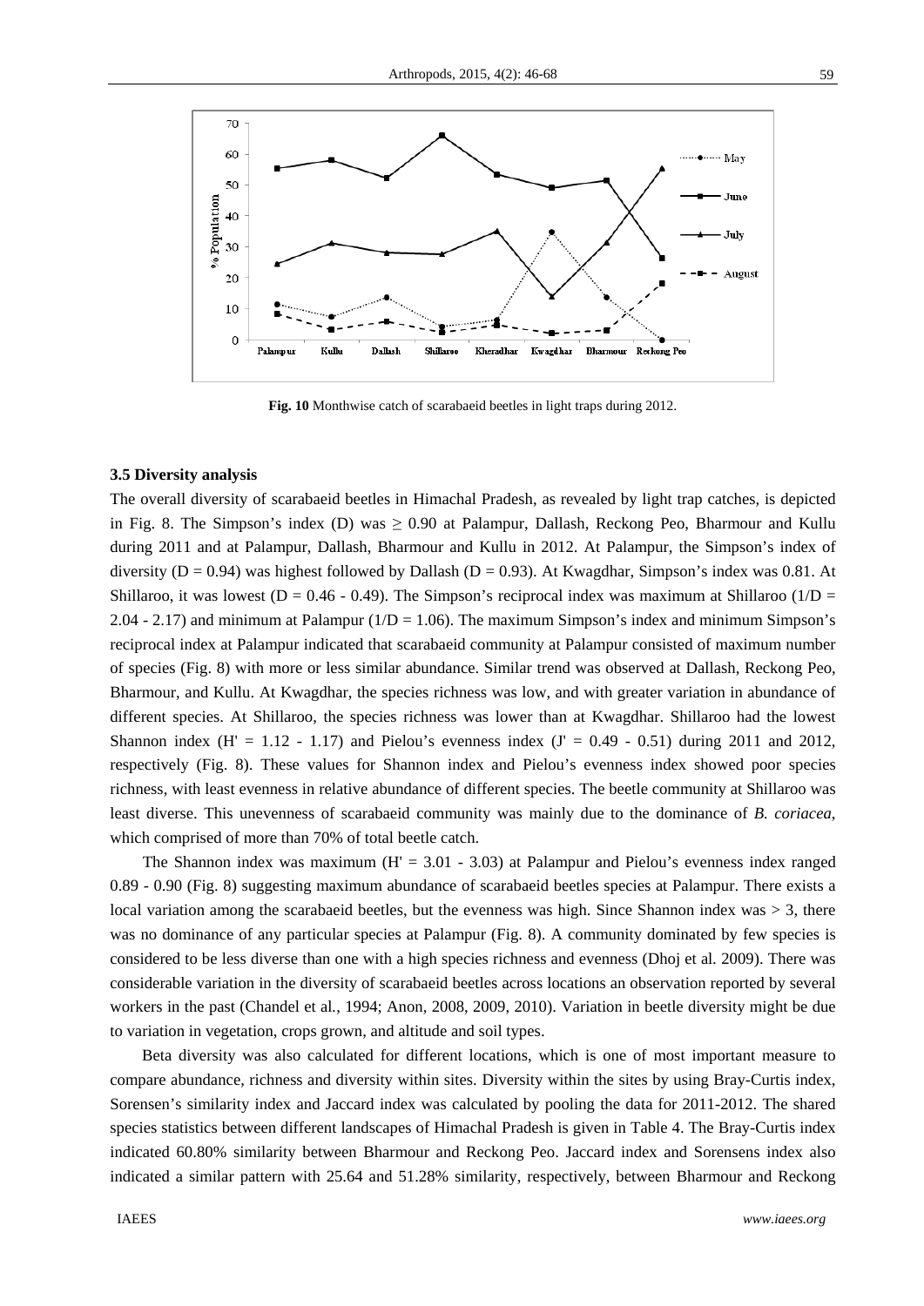**Fig. 10** Monthwise catch of scarabaeid beetles in light traps during 2012.

### 3.5 Diversity analysis

The overall diversity of scarabaeid beetles in Himachal Pradesh, as revealed by light trap catches, is depicted in Fig. 8. The Simpson's index (D) was $\geq$ 0.90 at Palampur, Dallash, Reckong Peo, Bharmour and Kullu during 2011 and at Palampur, Dallash, Bharmour and Kullu in 2012. At Palampur, the Simpson's index of diversity (D = 0.94) was highest followed by Dallash (D = 0.93). At Kwagdhar, Simpson's index was 0.81. At Shillaroo, it was lowest (D = 0.46 - 0.49). The Simpson's reciprocal index was maximum at Shillaroo (1/D = 2.04 - 2.17) and minimum at Palampur (1/D = 1.06). The maximum Simpson's index and minimum Simpson's reciprocal index at Palampur indicated that scarabaeid community at Palampur consisted of maximum number of species (Fig. 8) with more or less similar abundance. Similar trend was observed at Dallash, Reckong Peo, Bharmour, and Kullu. At Kwagdhar, the species richness was low, and with greater variation in abundance of different species. At Shillaroo, the species richness was lower than at Kwagdhar. Shillaroo had the lowest Shannon index (H' = 1.12 - 1.17) and Pielou's evenness index (J' = 0.49 - 0.51) during 2011 and 2012, respectively (Fig. 8). These values for Shannon index and Pielou's evenness index showed poor species richness, with least evenness in relative abundance of different species. The beetle community at Shillaroo was least diverse. This unevenness of scarabaeid community was mainly due to the dominance of *B. coriacea*, which comprised of more than 70% of total beetle catch.

The Shannon index was maximum (H' = 3.01 - 3.03) at Palampur and Pielou's evenness index ranged 0.89 - 0.90 (Fig. 8) suggesting maximum abundance of scarabaeid beetles species at Palampur. There exists a local variation among the scarabaeid beetles, but the evenness was high. Since Shannon index was > 3, there was no dominance of any particular species at Palampur (Fig. 8). A community dominated by few species is considered to be less diverse than one with a high species richness and evenness (Dhoj et al. 2009). There was considerable variation in the diversity of scarabaeid beetles across locations an observation reported by several workers in the past (Chandel et al., 1994; Anon, 2008, 2009, 2010). Variation in beetle diversity might be due to variation in vegetation, crops grown, and altitude and soil types.

Beta diversity was also calculated for different locations, which is one of most important measure to compare abundance, richness and diversity within sites. Diversity within the sites by using Bray-Curtis index, Sorensen's similarity index and Jaccard index was calculated by pooling the data for 2011-2012. The shared species statistics between different landscapes of Himachal Pradesh is given in Table 4. The Bray-Curtis index indicated 60.80% similarity between Bharmour and Reckong Peo. Jaccard index and Sorensens index also indicated a similar pattern with 25.64 and 51.28% similarity, respectively, between Bharmour and Reckong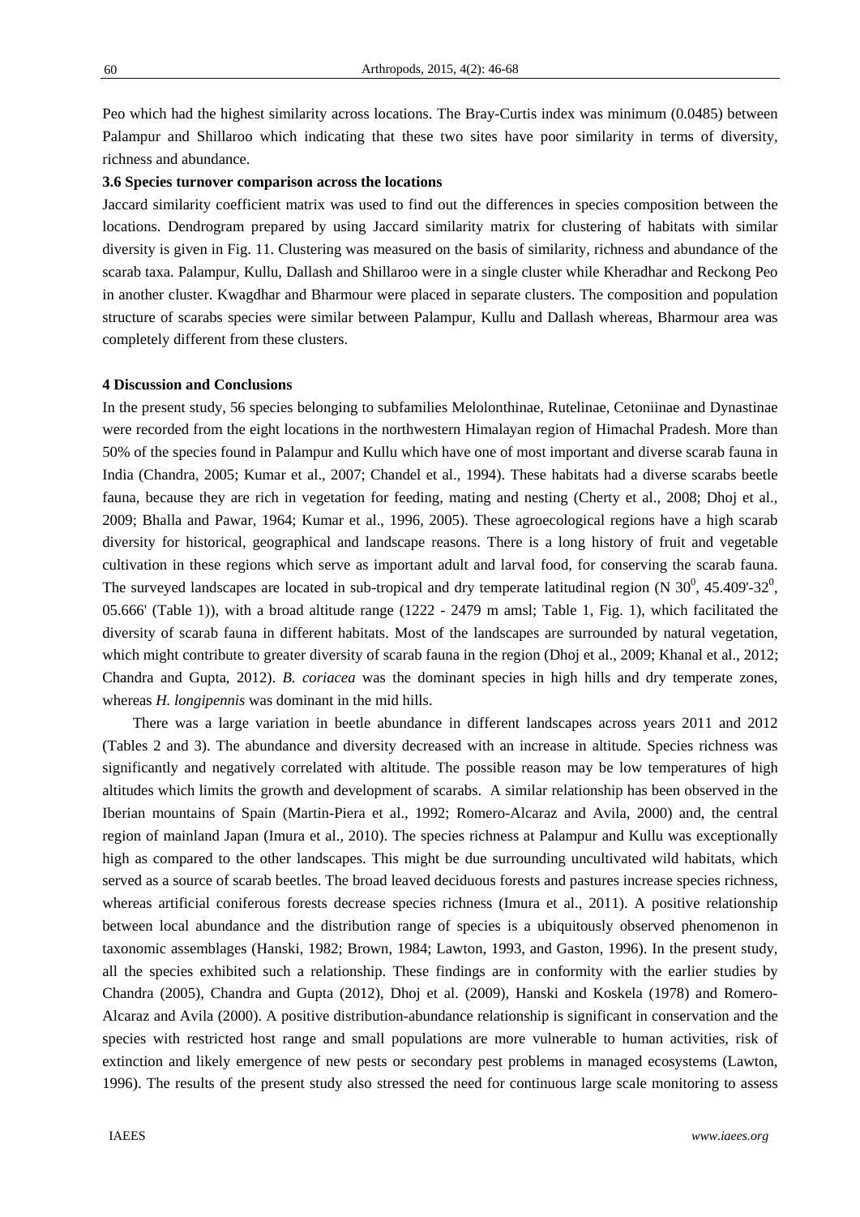Peo which had the highest similarity across locations. The Bray-Curtis index was minimum (0.0485) between Palampur and Shillaroo which indicating that these two sites have poor similarity in terms of diversity, richness and abundance.

### 3.6 Species turnover comparison across the locations

Jaccard similarity coefficient matrix was used to find out the differences in species composition between the locations. Dendrogram prepared by using Jaccard similarity matrix for clustering of habitats with similar diversity is given in Fig. 11. Clustering was measured on the basis of similarity, richness and abundance of the scarab taxa. Palampur, Kullu, Dallash and Shillaroo were in a single cluster while Kheradhar and Reckong Peo in another cluster. Kwagdhar and Bharmour were placed in separate clusters. The composition and population structure of scarabs species were similar between Palampur, Kullu and Dallash whereas, Bharmour area was completely different from these clusters.

## 4 Discussion and Conclusions

In the present study, 56 species belonging to subfamilies Melolonthinae, Rutelinae, Cetoniinae and Dynastinae were recorded from the eight locations in the northwestern Himalayan region of Himachal Pradesh. More than 50% of the species found in Palampur and Kullu which have one of most important and diverse scarab fauna in India (Chandra, 2005; Kumar et al., 2007; Chandel et al., 1994). These habitats had a diverse scarabs beetle fauna, because they are rich in vegetation for feeding, mating and nesting (Cherty et al., 2008; Dhoj et al., 2009; Bhalla and Pawar, 1964; Kumar et al., 1996, 2005). These agroecological regions have a high scarab diversity for historical, geographical and landscape reasons. There is a long history of fruit and vegetable cultivation in these regions which serve as important adult and larval food, for conserving the scarab fauna. The surveyed landscapes are located in sub-tropical and dry temperate latitudinal region (N $30^0$, 45.409'-$32^0$, 05.666' (Table 1)), with a broad altitude range (1222 - 2479 m amsl; Table 1, Fig. 1), which facilitated the diversity of scarab fauna in different habitats. Most of the landscapes are surrounded by natural vegetation, which might contribute to greater diversity of scarab fauna in the region (Dhoj et al., 2009; Khanal et al., 2012; Chandra and Gupta, 2012). *B. coriacea* was the dominant species in high hills and dry temperate zones, whereas *H. longipennis* was dominant in the mid hills.

There was a large variation in beetle abundance in different landscapes across years 2011 and 2012 (Tables 2 and 3). The abundance and diversity decreased with an increase in altitude. Species richness was significantly and negatively correlated with altitude. The possible reason may be low temperatures of high altitudes which limits the growth and development of scarabs. A similar relationship has been observed in the Iberian mountains of Spain (Martin-Piera et al., 1992; Romero-Alcaraz and Avila, 2000) and, the central region of mainland Japan (Imura et al., 2010). The species richness at Palampur and Kullu was exceptionally high as compared to the other landscapes. This might be due surrounding uncultivated wild habitats, which served as a source of scarab beetles. The broad leaved deciduous forests and pastures increase species richness, whereas artificial coniferous forests decrease species richness (Imura et al., 2011). A positive relationship between local abundance and the distribution range of species is a ubiquitously observed phenomenon in taxonomic assemblages (Hanski, 1982; Brown, 1984; Lawton, 1993, and Gaston, 1996). In the present study, all the species exhibited such a relationship. These findings are in conformity with the earlier studies by Chandra (2005), Chandra and Gupta (2012), Dhoj et al. (2009), Hanski and Koskela (1978) and Romero-Alcaraz and Avila (2000). A positive distribution-abundance relationship is significant in conservation and the species with restricted host range and small populations are more vulnerable to human activities, risk of extinction and likely emergence of new pests or secondary pest problems in managed ecosystems (Lawton, 1996). The results of the present study also stressed the need for continuous large scale monitoring to assess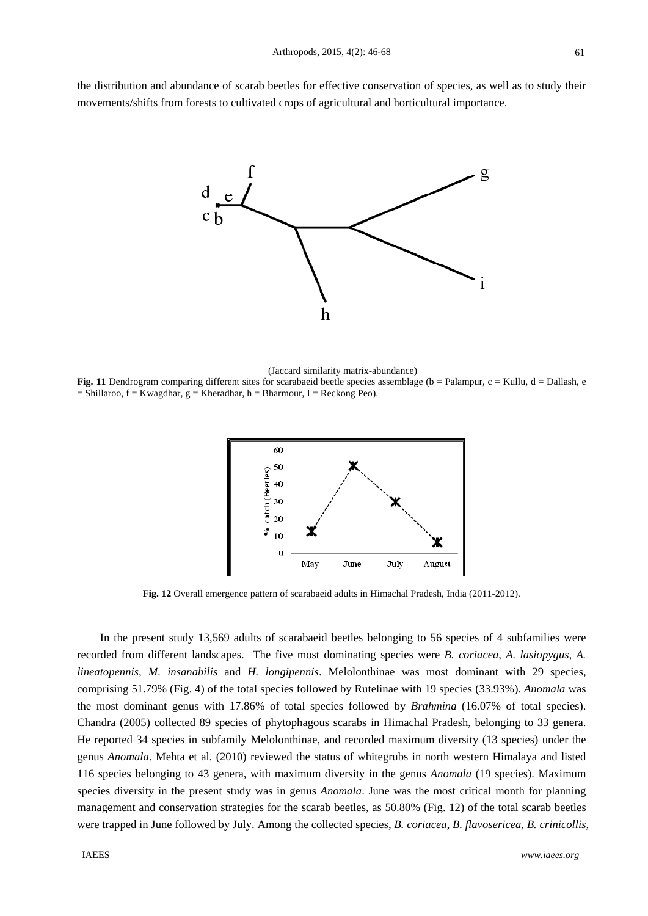the distribution and abundance of scarab beetles for effective conservation of species, as well as to study their movements/shifts from forests to cultivated crops of agricultural and horticultural importance.

(Jaccard similarity matrix-abundance)

**Fig. 11** Dendrogram comparing different sites for scarabaeid beetle species assemblage (b = Palampur, c = Kullu, d = Dallash, e = Shillaroo, f = Kwagdhar, g = Kheradhar, h = Bharmour, I = Reckong Peo).

**Fig. 12** Overall emergence pattern of scarabaeid adults in Himachal Pradesh, India (2011-2012).

In the present study 13,569 adults of scarabaeid beetles belonging to 56 species of 4 subfamilies were recorded from different landscapes. The five most dominating species were *B. coriacea*, *A. lasiopygus*, *A. lineatopennis*, *M. insanabilis* and *H. longipennis*. Melolonthinae was most dominant with 29 species, comprising 51.79% (Fig. 4) of the total species followed by Rutelinae with 19 species (33.93%). *Anomala* was the most dominant genus with 17.86% of total species followed by *Brahmina* (16.07% of total species). Chandra (2005) collected 89 species of phytophagous scarabs in Himachal Pradesh, belonging to 33 genera. He reported 34 species in subfamily Melolonthinae, and recorded maximum diversity (13 species) under the genus *Anomala*. Mehta et al. (2010) reviewed the status of whitegrubs in north western Himalaya and listed 116 species belonging to 43 genera, with maximum diversity in the genus *Anomala* (19 species). Maximum species diversity in the present study was in genus *Anomala*. June was the most critical month for planning management and conservation strategies for the scarab beetles, as 50.80% (Fig. 12) of the total scarab beetles were trapped in June followed by July. Among the collected species, *B. coriacea*, *B. flavosericea*, *B. crinicollis*,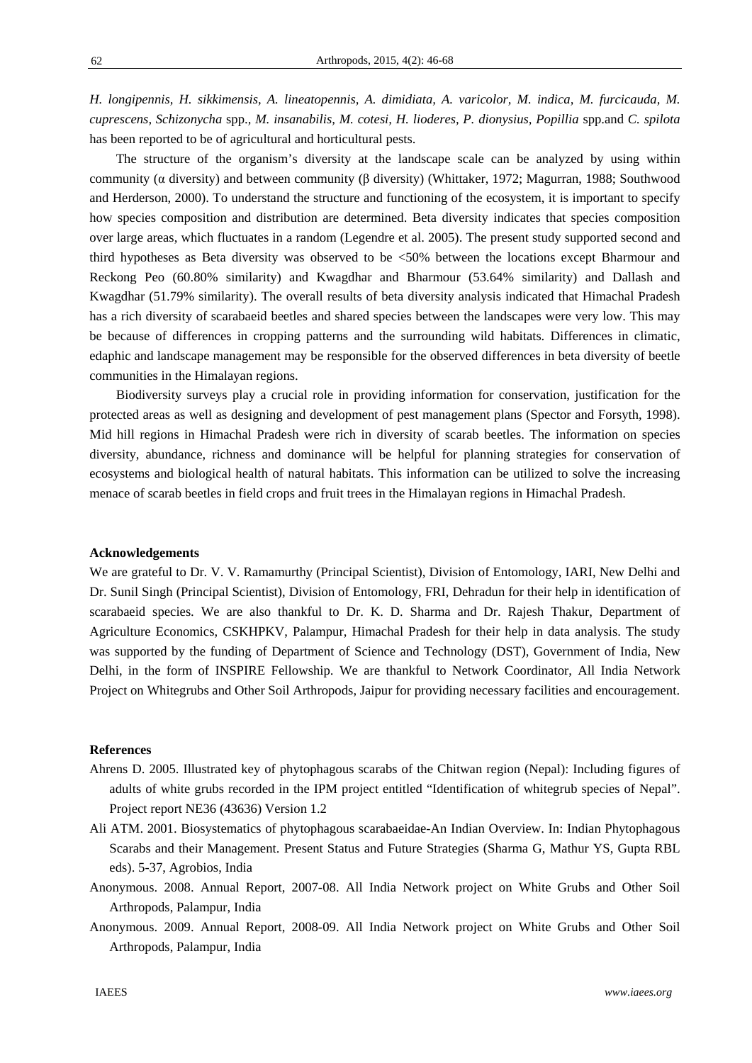*H. longipennis, H. sikkimensis, A. lineatopennis, A. dimidiata, A. varicolor, M. indica, M. furcicauda, M. cuprescens, Schizonycha* spp., *M. insanabilis, M. cotesi, H. lioderes, P. dionysius, Popillia* spp.and *C. spilota* has been reported to be of agricultural and horticultural pests.

The structure of the organism's diversity at the landscape scale can be analyzed by using within community (α diversity) and between community (β diversity) (Whittaker, 1972; Magurran, 1988; Southwood and Herderson, 2000). To understand the structure and functioning of the ecosystem, it is important to specify how species composition and distribution are determined. Beta diversity indicates that species composition over large areas, which fluctuates in a random (Legendre et al. 2005). The present study supported second and third hypotheses as Beta diversity was observed to be <50% between the locations except Bharmour and Reckong Peo (60.80% similarity) and Kwagdhar and Bharmour (53.64% similarity) and Dallash and Kwagdhar (51.79% similarity). The overall results of beta diversity analysis indicated that Himachal Pradesh has a rich diversity of scarabaeid beetles and shared species between the landscapes were very low. This may be because of differences in cropping patterns and the surrounding wild habitats. Differences in climatic, edaphic and landscape management may be responsible for the observed differences in beta diversity of beetle communities in the Himalayan regions.

Biodiversity surveys play a crucial role in providing information for conservation, justification for the protected areas as well as designing and development of pest management plans (Spector and Forsyth, 1998). Mid hill regions in Himachal Pradesh were rich in diversity of scarab beetles. The information on species diversity, abundance, richness and dominance will be helpful for planning strategies for conservation of ecosystems and biological health of natural habitats. This information can be utilized to solve the increasing menace of scarab beetles in field crops and fruit trees in the Himalayan regions in Himachal Pradesh.

## Acknowledgements

We are grateful to Dr. V. V. Ramamurthy (Principal Scientist), Division of Entomology, IARI, New Delhi and Dr. Sunil Singh (Principal Scientist), Division of Entomology, FRI, Dehradun for their help in identification of scarabaeid species. We are also thankful to Dr. K. D. Sharma and Dr. Rajesh Thakur, Department of Agriculture Economics, CSKHPKV, Palampur, Himachal Pradesh for their help in data analysis. The study was supported by the funding of Department of Science and Technology (DST), Government of India, New Delhi, in the form of INSPIRE Fellowship. We are thankful to Network Coordinator, All India Network Project on Whitegrubs and Other Soil Arthropods, Jaipur for providing necessary facilities and encouragement.

## References

Ahrens D. 2005. Illustrated key of phytophagous scarabs of the Chitwan region (Nepal): Including figures of adults of white grubs recorded in the IPM project entitled "Identification of whitegrub species of Nepal". Project report NE36 (43636) Version 1.2

Ali ATM. 2001. Biosystematics of phytophagous scarabaeidae-An Indian Overview. In: Indian Phytophagous Scarabs and their Management. Present Status and Future Strategies (Sharma G, Mathur YS, Gupta RBL eds). 5-37, Agrobios, India

Anonymous. 2008. Annual Report, 2007-08. All India Network project on White Grubs and Other Soil Arthropods, Palampur, India

Anonymous. 2009. Annual Report, 2008-09. All India Network project on White Grubs and Other Soil Arthropods, Palampur, India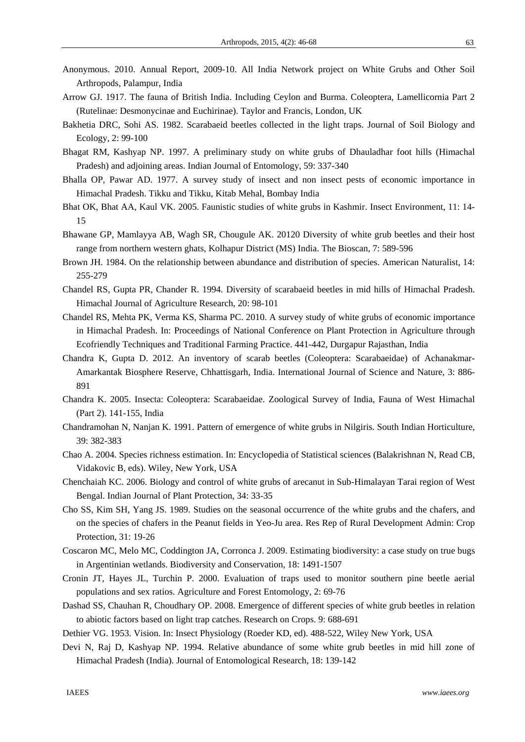Anonymous. 2010. Annual Report, 2009-10. All India Network project on White Grubs and Other Soil Arthropods, Palampur, India

Arrow GJ. 1917. The fauna of British India. Including Ceylon and Burma. Coleoptera, Lamellicornia Part 2 (Rutelinae: Desmonycinae and Euchirinae). Taylor and Francis, London, UK

Bakhetia DRC, Sohi AS. 1982. Scarabaeid beetles collected in the light traps. Journal of Soil Biology and Ecology, 2: 99-100

Bhagat RM, Kashyap NP. 1997. A preliminary study on white grubs of Dhauladhar foot hills (Himachal Pradesh) and adjoining areas. Indian Journal of Entomology, 59: 337-340

Bhalla OP, Pawar AD. 1977. A survey study of insect and non insect pests of economic importance in Himachal Pradesh. Tikku and Tikku, Kitab Mehal, Bombay India

Bhat OK, Bhat AA, Kaul VK. 2005. Faunistic studies of white grubs in Kashmir. Insect Environment, 11: 14-15

Bhawane GP, Mamlayya AB, Wagh SR, Chougule AK. 20120 Diversity of white grub beetles and their host range from northern western ghats, Kolhapur District (MS) India. The Bioscan, 7: 589-596

Brown JH. 1984. On the relationship between abundance and distribution of species. American Naturalist, 14: 255-279

Chandel RS, Gupta PR, Chander R. 1994. Diversity of scarabaeid beetles in mid hills of Himachal Pradesh. Himachal Journal of Agriculture Research, 20: 98-101

Chandel RS, Mehta PK, Verma KS, Sharma PC. 2010. A survey study of white grubs of economic importance in Himachal Pradesh. In: Proceedings of National Conference on Plant Protection in Agriculture through Ecofriendly Techniques and Traditional Farming Practice. 441-442, Durgapur Rajasthan, India

Chandra K, Gupta D. 2012. An inventory of scarab beetles (Coleoptera: Scarabaeidae) of Achanakmar-Amarkantak Biosphere Reserve, Chhattisgarh, India. International Journal of Science and Nature, 3: 886-891

Chandra K. 2005. Insecta: Coleoptera: Scarabaeidae. Zoological Survey of India, Fauna of West Himachal (Part 2). 141-155, India

Chandramohan N, Nanjan K. 1991. Pattern of emergence of white grubs in Nilgiris. South Indian Horticulture, 39: 382-383

Chao A. 2004. Species richness estimation. In: Encyclopedia of Statistical sciences (Balakrishnan N, Read CB, Vidakovic B, eds). Wiley, New York, USA

Chenchaiah KC. 2006. Biology and control of white grubs of arecanut in Sub-Himalayan Tarai region of West Bengal. Indian Journal of Plant Protection, 34: 33-35

Cho SS, Kim SH, Yang JS. 1989. Studies on the seasonal occurrence of the white grubs and the chafers, and on the species of chafers in the Peanut fields in Yeo-Ju area. Res Rep of Rural Development Admin: Crop Protection, 31: 19-26

Coscaron MC, Melo MC, Coddington JA, Corronca J. 2009. Estimating biodiversity: a case study on true bugs in Argentinian wetlands. Biodiversity and Conservation, 18: 1491-1507

Cronin JT, Hayes JL, Turchin P. 2000. Evaluation of traps used to monitor southern pine beetle aerial populations and sex ratios. Agriculture and Forest Entomology, 2: 69-76

Dashad SS, Chauhan R, Choudhary OP. 2008. Emergence of different species of white grub beetles in relation to abiotic factors based on light trap catches. Research on Crops. 9: 688-691

Dethier VG. 1953. Vision. In: Insect Physiology (Roeder KD, ed). 488-522, Wiley New York, USA

Devi N, Raj D, Kashyap NP. 1994. Relative abundance of some white grub beetles in mid hill zone of Himachal Pradesh (India). Journal of Entomological Research, 18: 139-142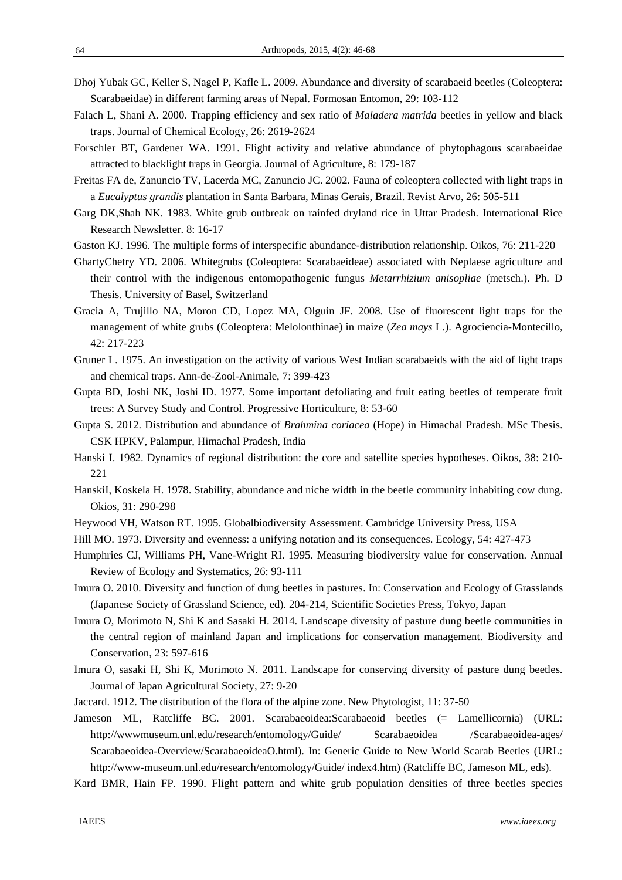Dhoj Yubak GC, Keller S, Nagel P, Kafle L. 2009. Abundance and diversity of scarabaeid beetles (Coleoptera: Scarabaeidae) in different farming areas of Nepal. Formosan Entomon, 29: 103-112

Falach L, Shani A. 2000. Trapping efficiency and sex ratio of *Maladera matrida* beetles in yellow and black traps. Journal of Chemical Ecology, 26: 2619-2624

Forschler BT, Gardener WA. 1991. Flight activity and relative abundance of phytophagous scarabaeidae attracted to blacklight traps in Georgia. Journal of Agriculture, 8: 179-187

Freitas FA de, Zanuncio TV, Lacerda MC, Zanuncio JC. 2002. Fauna of coleoptera collected with light traps in a *Eucalyptus grandis* plantation in Santa Barbara, Minas Gerais, Brazil. Revist Arvo, 26: 505-511

Garg DK,Shah NK. 1983. White grub outbreak on rainfed dryland rice in Uttar Pradesh. International Rice Research Newsletter. 8: 16-17

Gaston KJ. 1996. The multiple forms of interspecific abundance-distribution relationship. Oikos, 76: 211-220

GhartyChetry YD. 2006. Whitegrubs (Coleoptera: Scarabaeideae) associated with Neplaese agriculture and their control with the indigenous entomopathogenic fungus *Metarrhizium anisopliae* (metsch.). Ph. D Thesis. University of Basel, Switzerland

Gracia A, Trujillo NA, Moron CD, Lopez MA, Olguin JF. 2008. Use of fluorescent light traps for the management of white grubs (Coleoptera: Melolonthinae) in maize (*Zea mays* L.). Agrociencia-Montecillo, 42: 217-223

Gruner L. 1975. An investigation on the activity of various West Indian scarabaeids with the aid of light traps and chemical traps. Ann-de-Zool-Animale, 7: 399-423

Gupta BD, Joshi NK, Joshi ID. 1977. Some important defoliating and fruit eating beetles of temperate fruit trees: A Survey Study and Control. Progressive Horticulture, 8: 53-60

Gupta S. 2012. Distribution and abundance of *Brahmina coriacea* (Hope) in Himachal Pradesh. MSc Thesis. CSK HPKV, Palampur, Himachal Pradesh, India

Hanski I. 1982. Dynamics of regional distribution: the core and satellite species hypotheses. Oikos, 38: 210-221

HanskiI, Koskela H. 1978. Stability, abundance and niche width in the beetle community inhabiting cow dung. Okios, 31: 290-298

Heywood VH, Watson RT. 1995. Globalbiodiversity Assessment. Cambridge University Press, USA

Hill MO. 1973. Diversity and evenness: a unifying notation and its consequences. Ecology, 54: 427-473

Humphries CJ, Williams PH, Vane-Wright RI. 1995. Measuring biodiversity value for conservation. Annual Review of Ecology and Systematics, 26: 93-111

Imura O. 2010. Diversity and function of dung beetles in pastures. In: Conservation and Ecology of Grasslands (Japanese Society of Grassland Science, ed). 204-214, Scientific Societies Press, Tokyo, Japan

Imura O, Morimoto N, Shi K and Sasaki H. 2014. Landscape diversity of pasture dung beetle communities in the central region of mainland Japan and implications for conservation management. Biodiversity and Conservation, 23: 597-616

Imura O, sasaki H, Shi K, Morimoto N. 2011. Landscape for conserving diversity of pasture dung beetles. Journal of Japan Agricultural Society, 27: 9-20

Jaccard. 1912. The distribution of the flora of the alpine zone. New Phytologist, 11: 37-50

Jameson ML, Ratcliffe BC. 2001. Scarabaeoidea:Scarabaeoid beetles (= Lamellicornia) (URL: http://wwwmuseum.unl.edu/research/entomology/Guide/ Scarabaeoidea /Scarabaeoidea-ages/ Scarabaeoidea-Overview/ScarabaeoideaO.html). In: Generic Guide to New World Scarab Beetles (URL: http://www-museum.unl.edu/research/entomology/Guide/ index4.htm) (Ratcliffe BC, Jameson ML, eds).

Kard BMR, Hain FP. 1990. Flight pattern and white grub population densities of three beetles species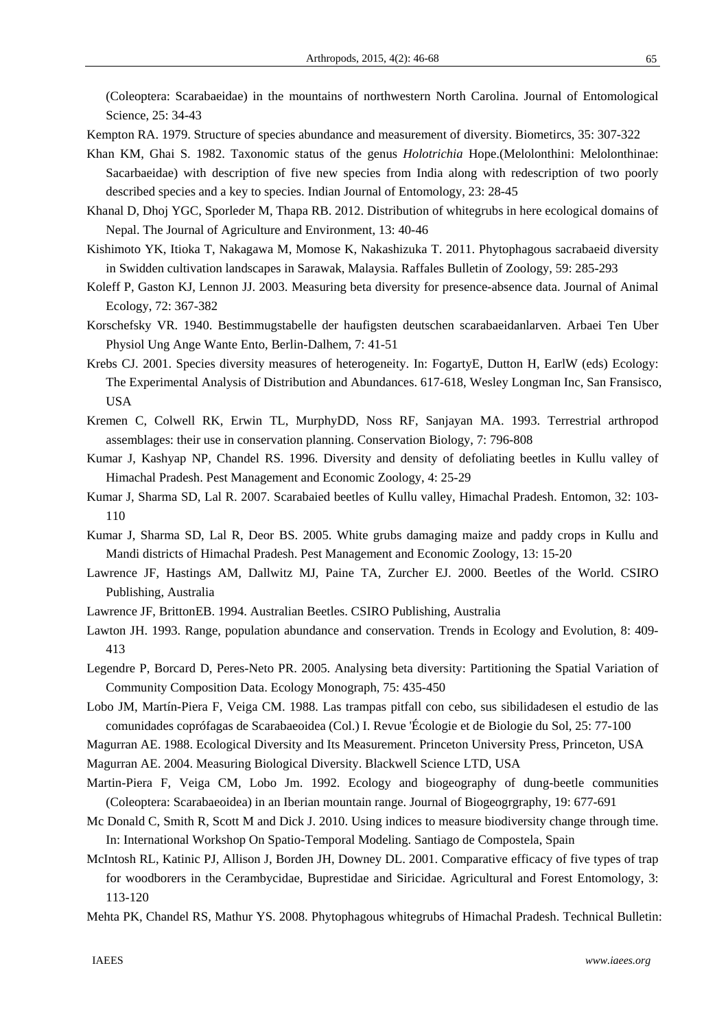(Coleoptera: Scarabaeidae) in the mountains of northwestern North Carolina. Journal of Entomological Science, 25: 34-43

Kempton RA. 1979. Structure of species abundance and measurement of diversity. Biometircs, 35: 307-322

Khan KM, Ghai S. 1982. Taxonomic status of the genus *Holotrichia* Hope.(Melolonthini: Melolonthinae: Sacarbaeidae) with description of five new species from India along with redescription of two poorly described species and a key to species. Indian Journal of Entomology, 23: 28-45

Khanal D, Dhoj YGC, Sporleder M, Thapa RB. 2012. Distribution of whitegrubs in here ecological domains of Nepal. The Journal of Agriculture and Environment, 13: 40-46

Kishimoto YK, Itioka T, Nakagawa M, Momose K, Nakashizuka T. 2011. Phytophagous sacrabaeid diversity in Swidden cultivation landscapes in Sarawak, Malaysia. Raffales Bulletin of Zoology, 59: 285-293

Koleff P, Gaston KJ, Lennon JJ. 2003. Measuring beta diversity for presence-absence data. Journal of Animal Ecology, 72: 367-382

Korschefsky VR. 1940. Bestimmugstabelle der haufigsten deutschen scarabaeidanlarven. Arbaei Ten Uber Physiol Ung Ange Wante Ento, Berlin-Dalhem, 7: 41-51

Krebs CJ. 2001. Species diversity measures of heterogeneity. In: FogartyE, Dutton H, EarlW (eds) Ecology: The Experimental Analysis of Distribution and Abundances. 617-618, Wesley Longman Inc, San Fransisco, USA

Kremen C, Colwell RK, Erwin TL, MurphyDD, Noss RF, Sanjayan MA. 1993. Terrestrial arthropod assemblages: their use in conservation planning. Conservation Biology, 7: 796-808

Kumar J, Kashyap NP, Chandel RS. 1996. Diversity and density of defoliating beetles in Kullu valley of Himachal Pradesh. Pest Management and Economic Zoology, 4: 25-29

Kumar J, Sharma SD, Lal R. 2007. Scarabaied beetles of Kullu valley, Himachal Pradesh. Entomon, 32: 103-110

Kumar J, Sharma SD, Lal R, Deor BS. 2005. White grubs damaging maize and paddy crops in Kullu and Mandi districts of Himachal Pradesh. Pest Management and Economic Zoology, 13: 15-20

Lawrence JF, Hastings AM, Dallwitz MJ, Paine TA, Zurcher EJ. 2000. Beetles of the World. CSIRO Publishing, Australia

Lawrence JF, BrittonEB. 1994. Australian Beetles. CSIRO Publishing, Australia

Lawton JH. 1993. Range, population abundance and conservation. Trends in Ecology and Evolution, 8: 409-413

Legendre P, Borcard D, Peres-Neto PR. 2005. Analysing beta diversity: Partitioning the Spatial Variation of Community Composition Data. Ecology Monograph, 75: 435-450

Lobo JM, Martín-Piera F, Veiga CM. 1988. Las trampas pitfall con cebo, sus sibilidadesen el estudio de las comunidades coprófagas de Scarabaeoidea (Col.) I. Revue 'Écologie et de Biologie du Sol, 25: 77-100

Magurran AE. 1988. Ecological Diversity and Its Measurement. Princeton University Press, Princeton, USA

Magurran AE. 2004. Measuring Biological Diversity. Blackwell Science LTD, USA

Martin-Piera F, Veiga CM, Lobo Jm. 1992. Ecology and biogeography of dung-beetle communities (Coleoptera: Scarabaeoidea) in an Iberian mountain range. Journal of Biogeogrgraphy, 19: 677-691

Mc Donald C, Smith R, Scott M and Dick J. 2010. Using indices to measure biodiversity change through time. In: International Workshop On Spatio-Temporal Modeling. Santiago de Compostela, Spain

McIntosh RL, Katinic PJ, Allison J, Borden JH, Downey DL. 2001. Comparative efficacy of five types of trap for woodborers in the Cerambycidae, Buprestidae and Siricidae. Agricultural and Forest Entomology, 3: 113-120

Mehta PK, Chandel RS, Mathur YS. 2008. Phytophagous whitegrubs of Himachal Pradesh. Technical Bulletin: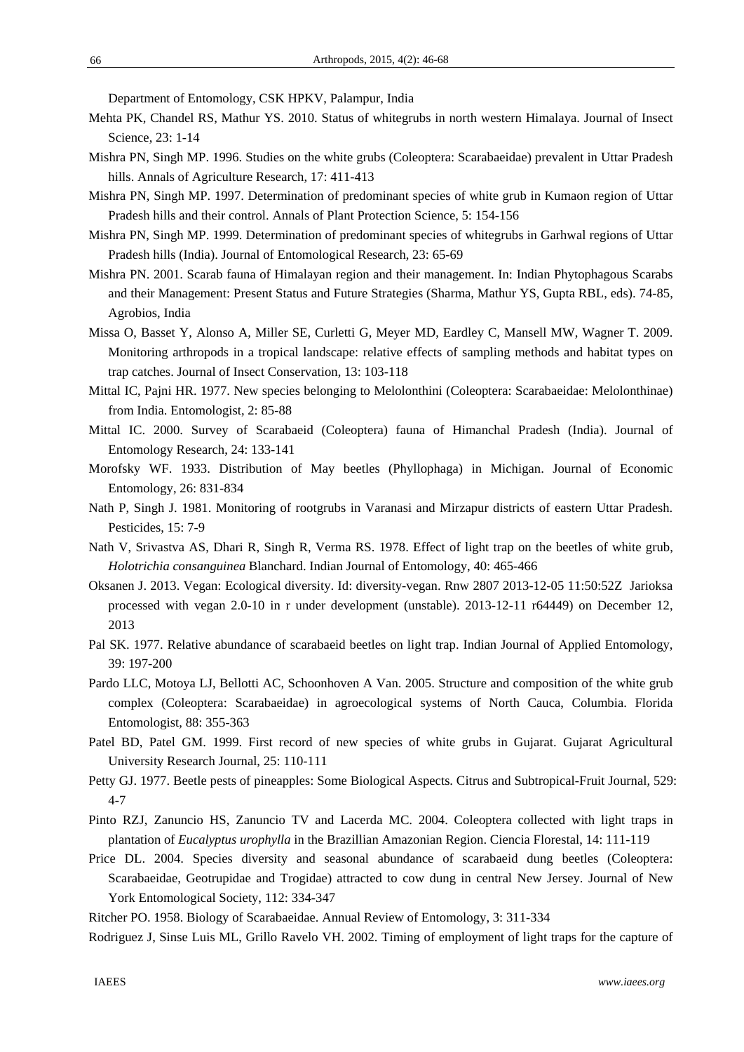Department of Entomology, CSK HPKV, Palampur, India

Mehta PK, Chandel RS, Mathur YS. 2010. Status of whitegrubs in north western Himalaya. Journal of Insect Science, 23: 1-14

Mishra PN, Singh MP. 1996. Studies on the white grubs (Coleoptera: Scarabaeidae) prevalent in Uttar Pradesh hills. Annals of Agriculture Research, 17: 411-413

Mishra PN, Singh MP. 1997. Determination of predominant species of white grub in Kumaon region of Uttar Pradesh hills and their control. Annals of Plant Protection Science, 5: 154-156

Mishra PN, Singh MP. 1999. Determination of predominant species of whitegrubs in Garhwal regions of Uttar Pradesh hills (India). Journal of Entomological Research, 23: 65-69

Mishra PN. 2001. Scarab fauna of Himalayan region and their management. In: Indian Phytophagous Scarabs and their Management: Present Status and Future Strategies (Sharma, Mathur YS, Gupta RBL, eds). 74-85, Agrobios, India

Missa O, Basset Y, Alonso A, Miller SE, Curletti G, Meyer MD, Eardley C, Mansell MW, Wagner T. 2009. Monitoring arthropods in a tropical landscape: relative effects of sampling methods and habitat types on trap catches. Journal of Insect Conservation, 13: 103-118

Mittal IC, Pajni HR. 1977. New species belonging to Melolonthini (Coleoptera: Scarabaeidae: Melolonthinae) from India. Entomologist, 2: 85-88

Mittal IC. 2000. Survey of Scarabaeid (Coleoptera) fauna of Himanchal Pradesh (India). Journal of Entomology Research, 24: 133-141

Morofsky WF. 1933. Distribution of May beetles (Phyllophaga) in Michigan. Journal of Economic Entomology, 26: 831-834

Nath P, Singh J. 1981. Monitoring of rootgrubs in Varanasi and Mirzapur districts of eastern Uttar Pradesh. Pesticides, 15: 7-9

Nath V, Srivastva AS, Dhari R, Singh R, Verma RS. 1978. Effect of light trap on the beetles of white grub, *Holotrichia consanguinea* Blanchard. Indian Journal of Entomology, 40: 465-466

Oksanen J. 2013. Vegan: Ecological diversity. Id: diversity-vegan. Rnw 2807 2013-12-05 11:50:52Z Jarioksa processed with vegan 2.0-10 in r under development (unstable). 2013-12-11 r64449) on December 12, 2013

Pal SK. 1977. Relative abundance of scarabaeid beetles on light trap. Indian Journal of Applied Entomology, 39: 197-200

Pardo LLC, Motoya LJ, Bellotti AC, Schoonhoven A Van. 2005. Structure and composition of the white grub complex (Coleoptera: Scarabaeidae) in agroecological systems of North Cauca, Columbia. Florida Entomologist, 88: 355-363

Patel BD, Patel GM. 1999. First record of new species of white grubs in Gujarat. Gujarat Agricultural University Research Journal, 25: 110-111

Petty GJ. 1977. Beetle pests of pineapples: Some Biological Aspects. Citrus and Subtropical-Fruit Journal, 529: 4-7

Pinto RZJ, Zanuncio HS, Zanuncio TV and Lacerda MC. 2004. Coleoptera collected with light traps in plantation of *Eucalyptus urophylla* in the Brazillian Amazonian Region. Ciencia Florestal, 14: 111-119

Price DL. 2004. Species diversity and seasonal abundance of scarabaeid dung beetles (Coleoptera: Scarabaeidae, Geotrupidae and Trogidae) attracted to cow dung in central New Jersey. Journal of New York Entomological Society, 112: 334-347

Ritcher PO. 1958. Biology of Scarabaeidae. Annual Review of Entomology, 3: 311-334

Rodriguez J, Sinse Luis ML, Grillo Ravelo VH. 2002. Timing of employment of light traps for the capture of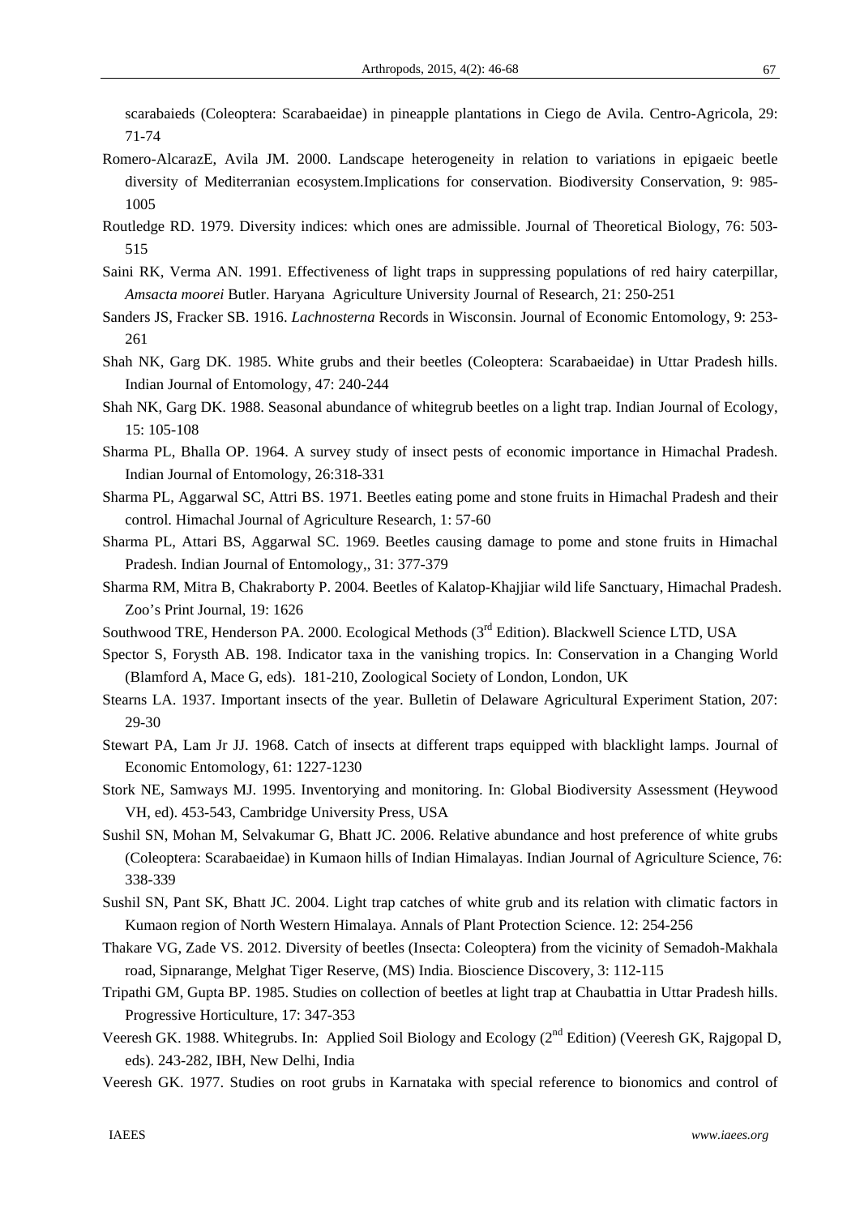scarabaieds (Coleoptera: Scarabaeidae) in pineapple plantations in Ciego de Avila. Centro-Agricola, 29: 71-74

Romero-AlcarazE, Avila JM. 2000. Landscape heterogeneity in relation to variations in epigaeic beetle diversity of Mediterranian ecosystem.Implications for conservation. Biodiversity Conservation, 9: 985-1005

Routledge RD. 1979. Diversity indices: which ones are admissible. Journal of Theoretical Biology, 76: 503-515

Saini RK, Verma AN. 1991. Effectiveness of light traps in suppressing populations of red hairy caterpillar, *Amsacta moorei* Butler. Haryana Agriculture University Journal of Research, 21: 250-251

Sanders JS, Fracker SB. 1916. *Lachnosterna* Records in Wisconsin. Journal of Economic Entomology, 9: 253-261

Shah NK, Garg DK. 1985. White grubs and their beetles (Coleoptera: Scarabaeidae) in Uttar Pradesh hills. Indian Journal of Entomology, 47: 240-244

Shah NK, Garg DK. 1988. Seasonal abundance of whitegrub beetles on a light trap. Indian Journal of Ecology, 15: 105-108

Sharma PL, Bhalla OP. 1964. A survey study of insect pests of economic importance in Himachal Pradesh. Indian Journal of Entomology, 26:318-331

Sharma PL, Aggarwal SC, Attri BS. 1971. Beetles eating pome and stone fruits in Himachal Pradesh and their control. Himachal Journal of Agriculture Research, 1: 57-60

Sharma PL, Attari BS, Aggarwal SC. 1969. Beetles causing damage to pome and stone fruits in Himachal Pradesh. Indian Journal of Entomology,, 31: 377-379

Sharma RM, Mitra B, Chakraborty P. 2004. Beetles of Kalatop-Khajjiar wild life Sanctuary, Himachal Pradesh. Zoo's Print Journal, 19: 1626

Southwood TRE, Henderson PA. 2000. Ecological Methods (3rd Edition). Blackwell Science LTD, USA

Spector S, Forysth AB. 198. Indicator taxa in the vanishing tropics. In: Conservation in a Changing World (Blamford A, Mace G, eds). 181-210, Zoological Society of London, London, UK

Stearns LA. 1937. Important insects of the year. Bulletin of Delaware Agricultural Experiment Station, 207: 29-30

Stewart PA, Lam Jr JJ. 1968. Catch of insects at different traps equipped with blacklight lamps. Journal of Economic Entomology, 61: 1227-1230

Stork NE, Samways MJ. 1995. Inventorying and monitoring. In: Global Biodiversity Assessment (Heywood VH, ed). 453-543, Cambridge University Press, USA

Sushil SN, Mohan M, Selvakumar G, Bhatt JC. 2006. Relative abundance and host preference of white grubs (Coleoptera: Scarabaeidae) in Kumaon hills of Indian Himalayas. Indian Journal of Agriculture Science, 76: 338-339

Sushil SN, Pant SK, Bhatt JC. 2004. Light trap catches of white grub and its relation with climatic factors in Kumaon region of North Western Himalaya. Annals of Plant Protection Science. 12: 254-256

Thakare VG, Zade VS. 2012. Diversity of beetles (Insecta: Coleoptera) from the vicinity of Semadoh-Makhala road, Sipnarange, Melghat Tiger Reserve, (MS) India. Bioscience Discovery, 3: 112-115

Tripathi GM, Gupta BP. 1985. Studies on collection of beetles at light trap at Chaubattia in Uttar Pradesh hills. Progressive Horticulture, 17: 347-353

Veeresh GK. 1988. Whitegrubs. In: Applied Soil Biology and Ecology (2nd Edition) (Veeresh GK, Rajgopal D, eds). 243-282, IBH, New Delhi, India

Veeresh GK. 1977. Studies on root grubs in Karnataka with special reference to bionomics and control of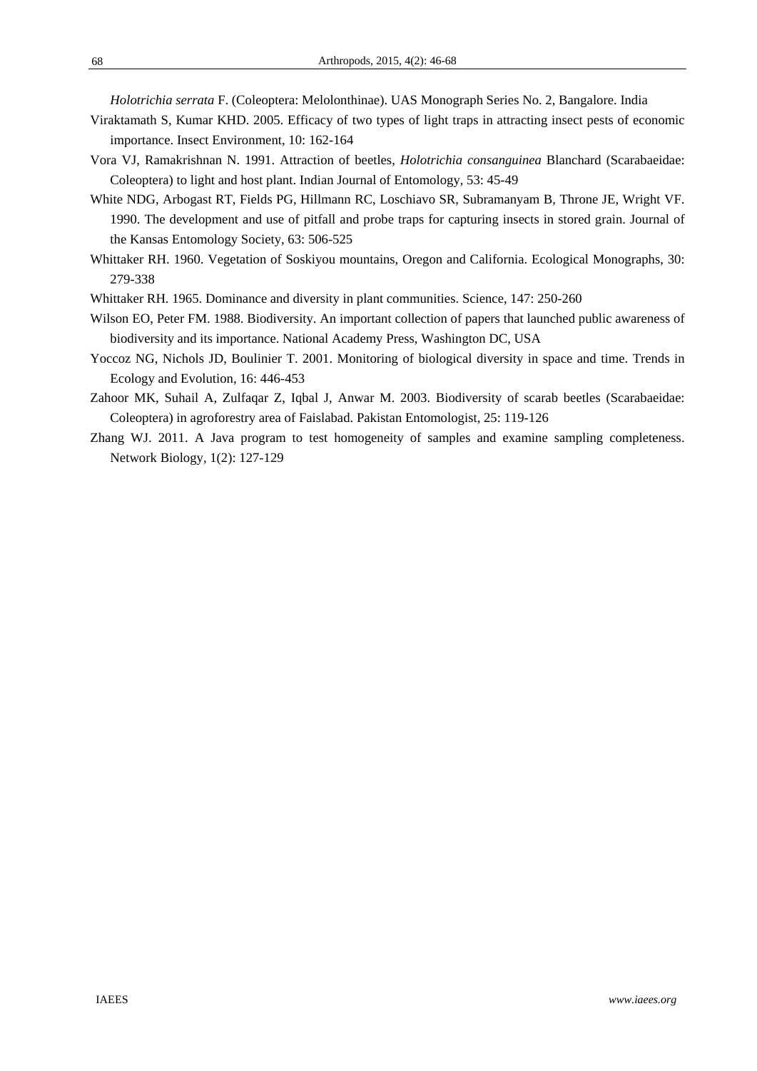*Holotrichia serrata* F. (Coleoptera: Melolonthinae). UAS Monograph Series No. 2, Bangalore. India

Viraktamath S, Kumar KHD. 2005. Efficacy of two types of light traps in attracting insect pests of economic importance. Insect Environment, 10: 162-164

Vora VJ, Ramakrishnan N. 1991. Attraction of beetles, *Holotrichia consanguinea* Blanchard (Scarabaeidae: Coleoptera) to light and host plant. Indian Journal of Entomology, 53: 45-49

White NDG, Arbogast RT, Fields PG, Hillmann RC, Loschiavo SR, Subramanyam B, Throne JE, Wright VF. 1990. The development and use of pitfall and probe traps for capturing insects in stored grain. Journal of the Kansas Entomology Society, 63: 506-525

Whittaker RH. 1960. Vegetation of Soskiyou mountains, Oregon and California. Ecological Monographs, 30: 279-338

Whittaker RH. 1965. Dominance and diversity in plant communities. Science, 147: 250-260

Wilson EO, Peter FM. 1988. Biodiversity. An important collection of papers that launched public awareness of biodiversity and its importance. National Academy Press, Washington DC, USA

Yoccoz NG, Nichols JD, Boulinier T. 2001. Monitoring of biological diversity in space and time. Trends in Ecology and Evolution, 16: 446-453

Zahoor MK, Suhail A, Zulfaqar Z, Iqbal J, Anwar M. 2003. Biodiversity of scarab beetles (Scarabaeidae: Coleoptera) in agroforestry area of Faislabad. Pakistan Entomologist, 25: 119-126

Zhang WJ. 2011. A Java program to test homogeneity of samples and examine sampling completeness. Network Biology, 1(2): 127-129